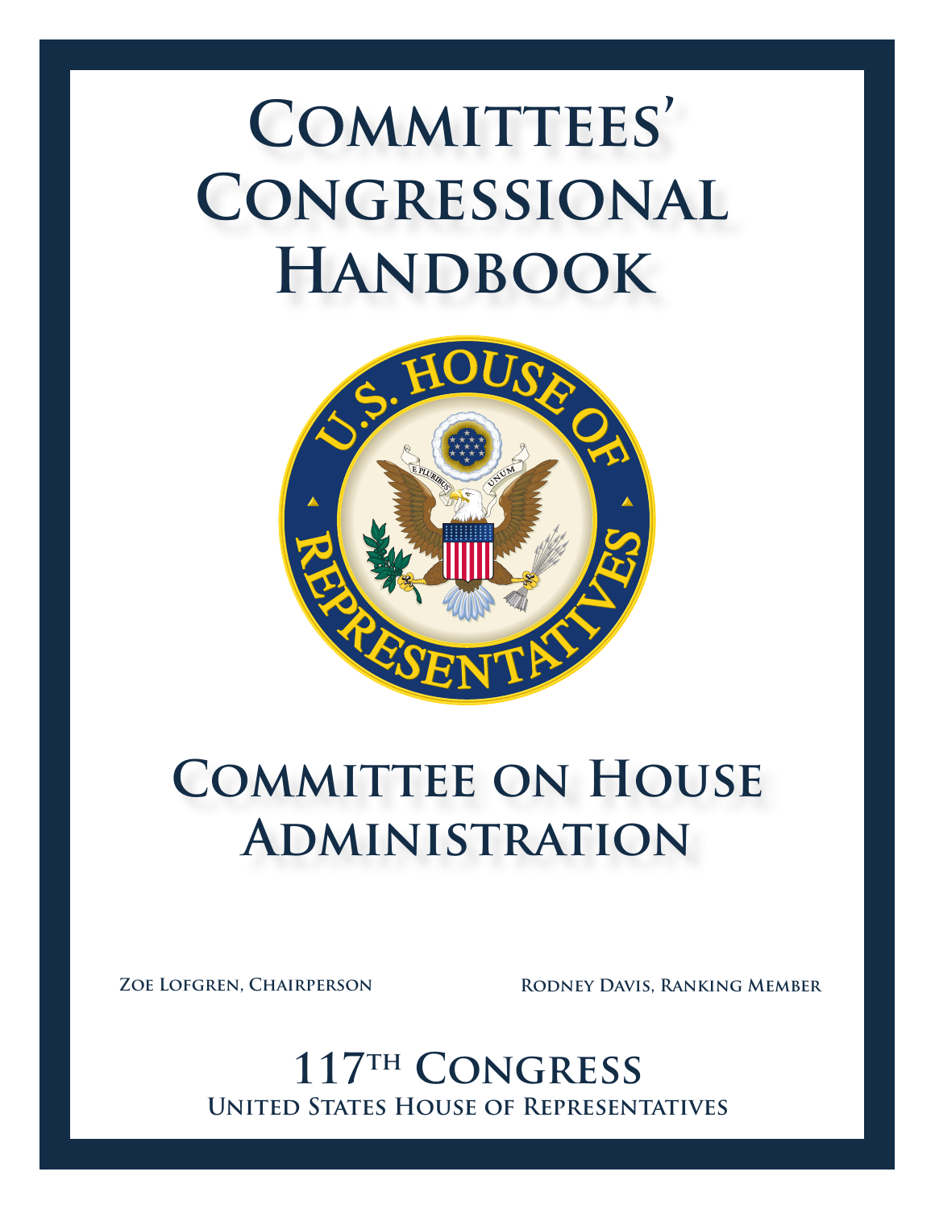# Committees' Congressional Handbook

## Committee on House Administration

**Zoe Lofgren, Chairperson** **Rodney Davis, Ranking Member**

## 117th Congress

**United States House of Representatives**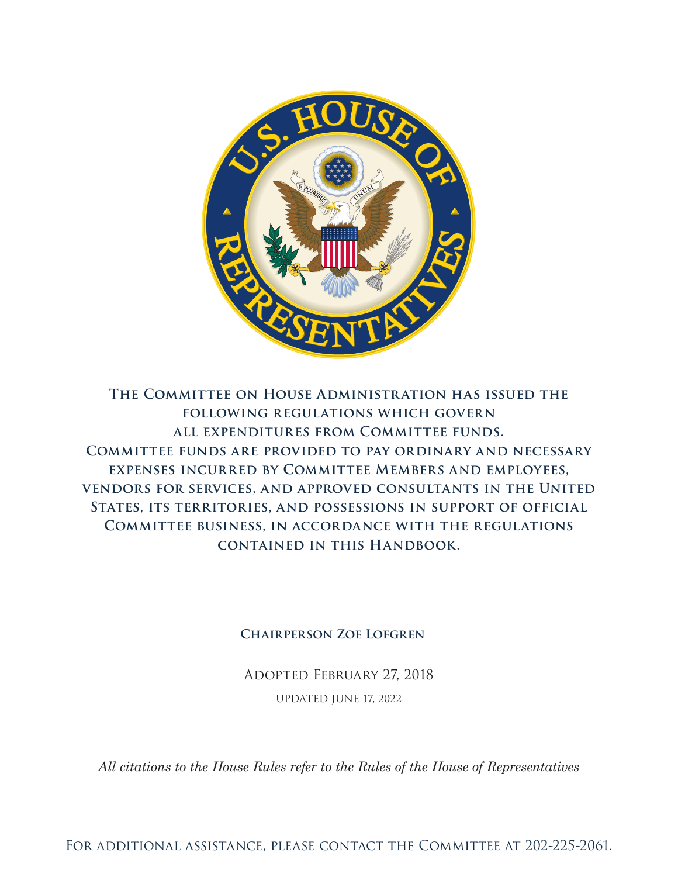**The Committee on House Administration has issued the following regulations which govern all expenditures from Committee funds. Committee funds are provided to pay ordinary and necessary expenses incurred by Committee Members and employees, vendors for services, and approved consultants in the United States, its territories, and possessions in support of official Committee business, in accordance with the regulations contained in this Handbook.**

**Chairperson Zoe Lofgren**

Adopted February 27, 2018

Updated June 17, 2022

*All citations to the House Rules refer to the Rules of the House of Representatives*

For additional assistance, please contact the Committee at 202-225-2061.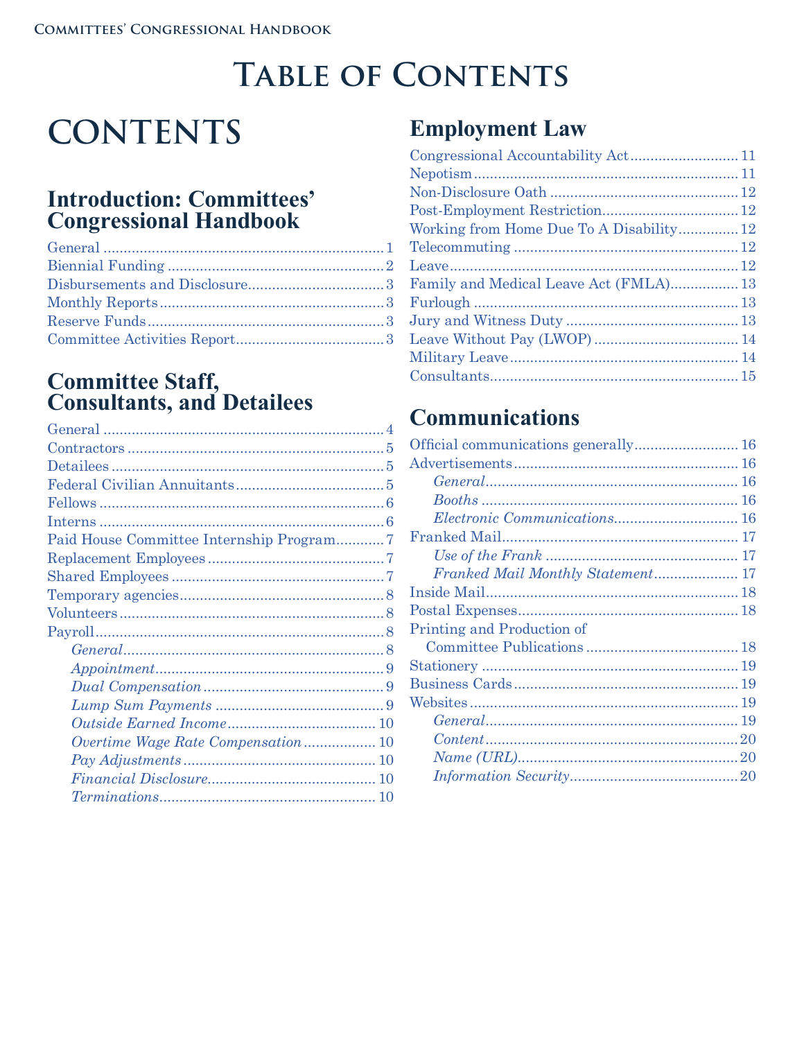# Table of Contents

# CONTENTS

## Introduction: Committees' Congressional Handbook

- General ..... 1
- Biennial Funding ..... 2
- Disbursements and Disclosure ..... 3
- Monthly Reports ..... 3
- Reserve Funds ..... 3
- Committee Activities Report ..... 3

## Committee Staff, Consultants, and Detailees

- General ..... 4
- Contractors ..... 5
- Detailees ..... 5
- Federal Civilian Annuitants ..... 5
- Fellows ..... 6
- Interns ..... 6
- Paid House Committee Internship Program ..... 7
- Replacement Employees ..... 7
- Shared Employees ..... 7
- Temporary agencies ..... 8
- Volunteers ..... 8
- Payroll ..... 8
  - *General* ..... 8
  - *Appointment* ..... 9
  - *Dual Compensation* ..... 9
  - *Lump Sum Payments* ..... 9
  - *Outside Earned Income* ..... 10
  - *Overtime Wage Rate Compensation* ..... 10
  - *Pay Adjustments* ..... 10
  - *Financial Disclosure* ..... 10
  - *Terminations* ..... 10

## Employment Law

- Congressional Accountability Act ..... 11
- Nepotism ..... 11
- Non-Disclosure Oath ..... 12
- Post-Employment Restriction ..... 12
- Working from Home Due To A Disability ..... 12
- Telecommuting ..... 12
- Leave ..... 12
- Family and Medical Leave Act (FMLA) ..... 13
- Furlough ..... 13
- Jury and Witness Duty ..... 13
- Leave Without Pay (LWOP) ..... 14
- Military Leave ..... 14
- Consultants ..... 15

## Communications

- Official communications generally ..... 16
- Advertisements ..... 16
  - *General* ..... 16
  - *Booths* ..... 16
  - *Electronic Communications* ..... 16
- Franked Mail ..... 17
  - *Use of the Frank* ..... 17
  - *Franked Mail Monthly Statement* ..... 17
- Inside Mail ..... 18
- Postal Expenses ..... 18
- Printing and Production of Committee Publications ..... 18
- Stationery ..... 19
- Business Cards ..... 19
- Websites ..... 19
  - *General* ..... 19
  - *Content* ..... 20
  - *Name (URL)* ..... 20
  - *Information Security* ..... 20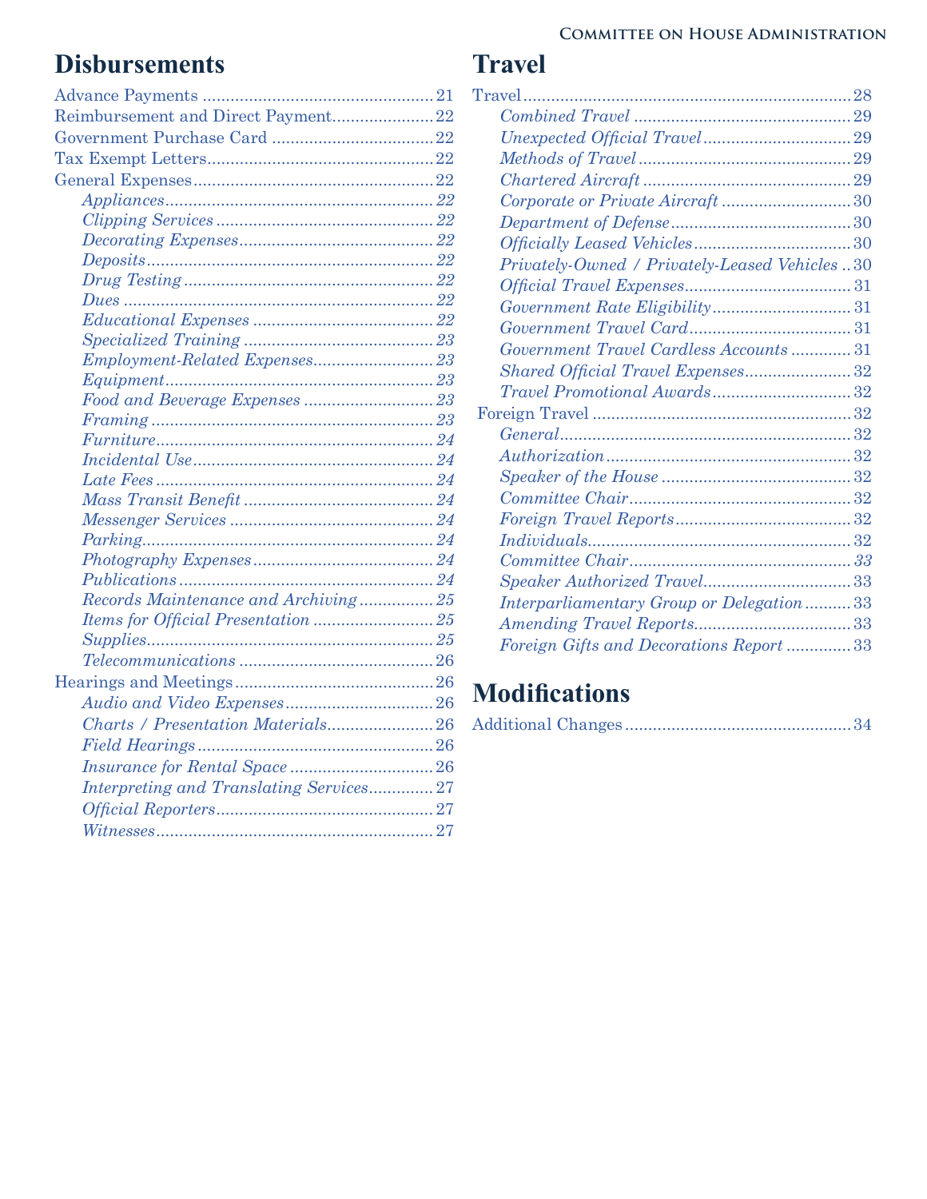## Disbursements

Advance Payments ..................................................21
Reimbursement and Direct Payment......................22
Government Purchase Card ...................................22
Tax Exempt Letters.................................................22
General Expenses....................................................22
- *Appliances*..........................................................*22*
- *Clipping Services* ................................................*22*
- *Decorating Expenses*..........................................*22*
- *Deposits*..............................................................*22*
- *Drug Testing*......................................................*22*
- *Dues*...................................................................*22*
- *Educational Expenses*........................................*22*
- *Specialized Training*..........................................*23*
- *Employment-Related Expenses*..........................*23*
- *Equipment*..........................................................*23*
- *Food and Beverage Expenses*............................*23*
- *Framing*.............................................................*23*
- *Furniture*............................................................*24*
- *Incidental Use*....................................................*24*
- *Late Fees*............................................................*24*
- *Mass Transit Benefit*..........................................*24*
- *Messenger Services*............................................*24*
- *Parking*...............................................................*24*
- *Photography Expenses*.......................................*24*
- *Publications*.......................................................*24*
- *Records Maintenance and Archiving*................*25*
- *Items for Official Presentation*..........................*25*
- *Supplies*..............................................................*25*
- *Telecommunications*..........................................*26*

Hearings and Meetings...........................................26
- *Audio and Video Expenses*................................26
- *Charts / Presentation Materials*.......................26
- *Field Hearings*...................................................26
- *Insurance for Rental Space*...............................26
- *Interpreting and Translating Services*..............27
- *Official Reporters*..............................................27
- *Witnesses*............................................................27

## Travel

Travel.......................................................................28
- *Combined Travel*...............................................29
- *Unexpected Official Travel*................................29
- *Methods of Travel*..............................................29
- *Chartered Aircraft*.............................................29
- *Corporate or Private Aircraft*............................30
- *Department of Defense*......................................30
- *Officially Leased Vehicles*..................................30
- *Privately-Owned / Privately-Leased Vehicles*..30
- *Official Travel Expenses*....................................31
- *Government Rate Eligibility*..............................31
- *Government Travel Card*...................................31
- *Government Travel Cardless Accounts*.............31
- *Shared Official Travel Expenses*........................32
- *Travel Promotional Awards*..............................32

Foreign Travel .........................................................32
- *General*...............................................................32
- *Authorization*.....................................................32
- *Speaker of the House*.........................................32
- *Committee Chair*................................................32
- *Foreign Travel Reports*......................................32
- *Individuals*.........................................................32
- *Committee Chair*................................................*33*
- *Speaker Authorized Travel*................................33
- *Interparliamentary Group or Delegation*..........33
- *Amending Travel Reports*..................................33
- *Foreign Gifts and Decorations Report*..............33

## Modifications

Additional Changes.................................................34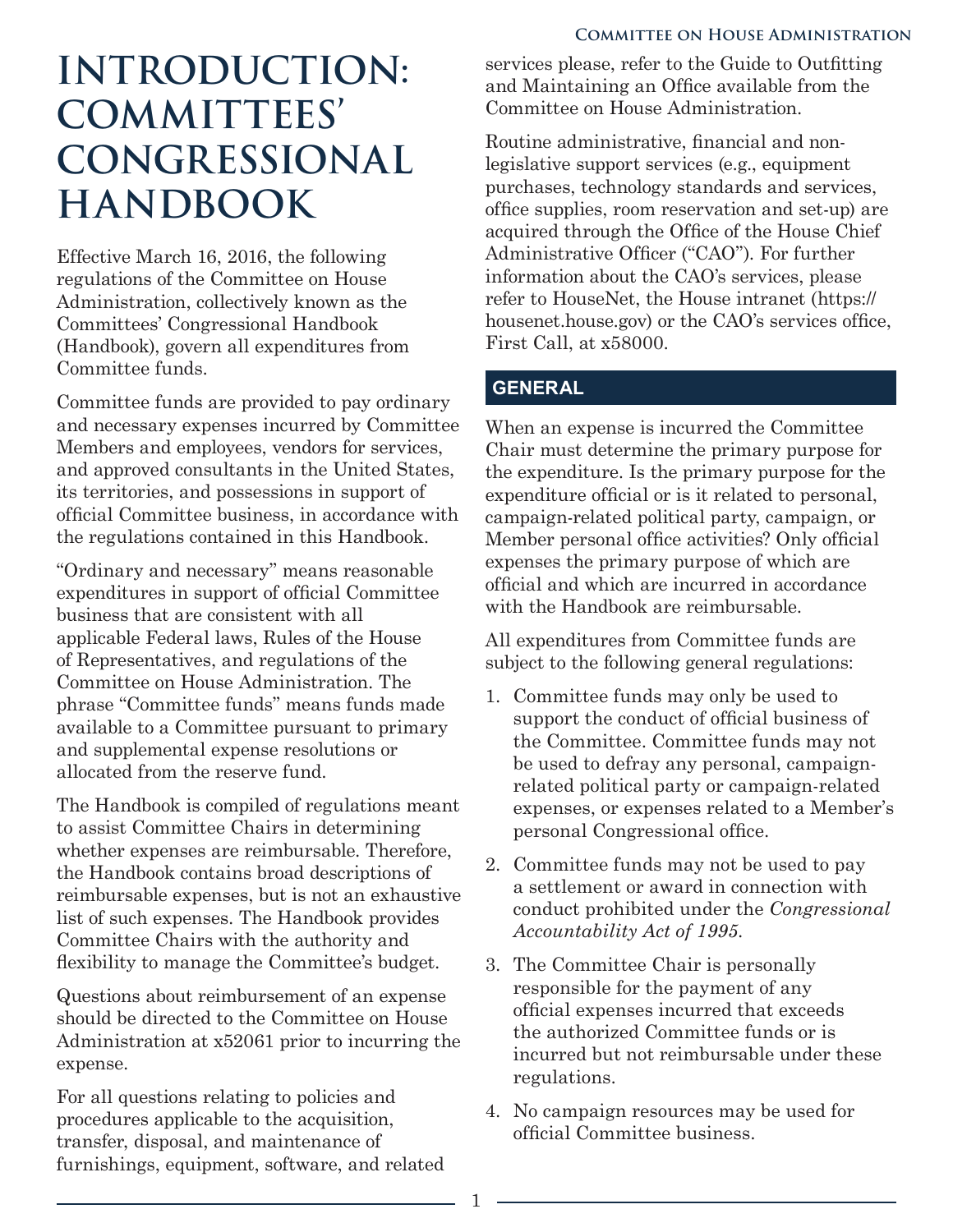# INTRODUCTION: COMMITTEES' CONGRESSIONAL HANDBOOK

Effective March 16, 2016, the following regulations of the Committee on House Administration, collectively known as the Committees' Congressional Handbook (Handbook), govern all expenditures from Committee funds.

Committee funds are provided to pay ordinary and necessary expenses incurred by Committee Members and employees, vendors for services, and approved consultants in the United States, its territories, and possessions in support of official Committee business, in accordance with the regulations contained in this Handbook.

"Ordinary and necessary" means reasonable expenditures in support of official Committee business that are consistent with all applicable Federal laws, Rules of the House of Representatives, and regulations of the Committee on House Administration. The phrase "Committee funds" means funds made available to a Committee pursuant to primary and supplemental expense resolutions or allocated from the reserve fund.

The Handbook is compiled of regulations meant to assist Committee Chairs in determining whether expenses are reimbursable. Therefore, the Handbook contains broad descriptions of reimbursable expenses, but is not an exhaustive list of such expenses. The Handbook provides Committee Chairs with the authority and flexibility to manage the Committee's budget.

Questions about reimbursement of an expense should be directed to the Committee on House Administration at x52061 prior to incurring the expense.

For all questions relating to policies and procedures applicable to the acquisition, transfer, disposal, and maintenance of furnishings, equipment, software, and related services please, refer to the Guide to Outfitting and Maintaining an Office available from the Committee on House Administration.

Routine administrative, financial and non-legislative support services (e.g., equipment purchases, technology standards and services, office supplies, room reservation and set-up) are acquired through the Office of the House Chief Administrative Officer ("CAO"). For further information about the CAO's services, please refer to HouseNet, the House intranet (https://housenet.house.gov) or the CAO's services office, First Call, at x58000.

## GENERAL

When an expense is incurred the Committee Chair must determine the primary purpose for the expenditure. Is the primary purpose for the expenditure official or is it related to personal, campaign-related political party, campaign, or Member personal office activities? Only official expenses the primary purpose of which are official and which are incurred in accordance with the Handbook are reimbursable.

All expenditures from Committee funds are subject to the following general regulations:

1. Committee funds may only be used to support the conduct of official business of the Committee. Committee funds may not be used to defray any personal, campaign-related political party or campaign-related expenses, or expenses related to a Member's personal Congressional office.
2. Committee funds may not be used to pay a settlement or award in connection with conduct prohibited under the *Congressional Accountability Act of 1995*.
3. The Committee Chair is personally responsible for the payment of any official expenses incurred that exceeds the authorized Committee funds or is incurred but not reimbursable under these regulations.
4. No campaign resources may be used for official Committee business.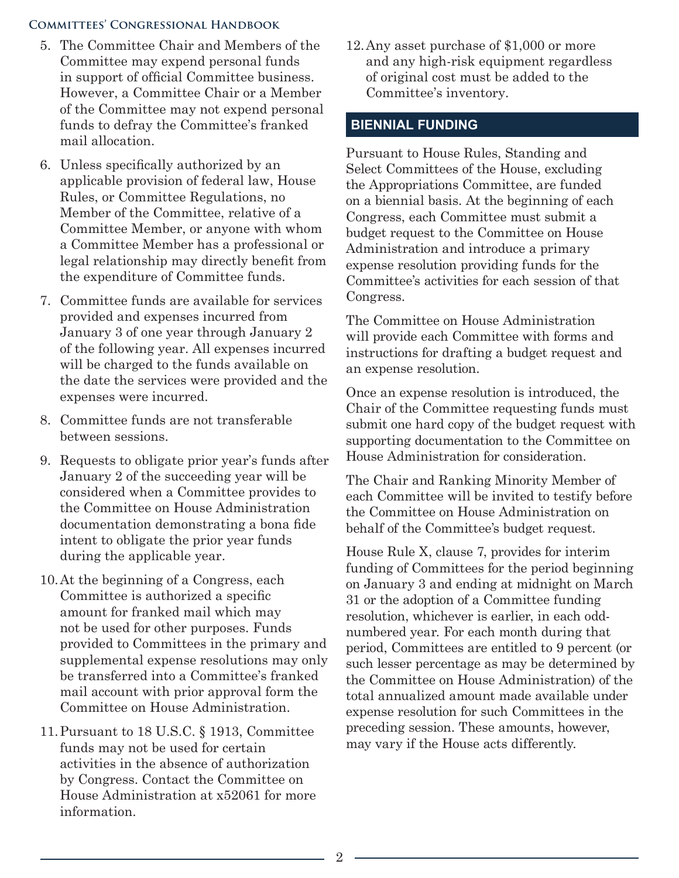5. The Committee Chair and Members of the Committee may expend personal funds in support of official Committee business. However, a Committee Chair or a Member of the Committee may not expend personal funds to defray the Committee's franked mail allocation.
6. Unless specifically authorized by an applicable provision of federal law, House Rules, or Committee Regulations, no Member of the Committee, relative of a Committee Member, or anyone with whom a Committee Member has a professional or legal relationship may directly benefit from the expenditure of Committee funds.
7. Committee funds are available for services provided and expenses incurred from January 3 of one year through January 2 of the following year. All expenses incurred will be charged to the funds available on the date the services were provided and the expenses were incurred.
8. Committee funds are not transferable between sessions.
9. Requests to obligate prior year's funds after January 2 of the succeeding year will be considered when a Committee provides to the Committee on House Administration documentation demonstrating a bona fide intent to obligate the prior year funds during the applicable year.
10. At the beginning of a Congress, each Committee is authorized a specific amount for franked mail which may not be used for other purposes. Funds provided to Committees in the primary and supplemental expense resolutions may only be transferred into a Committee's franked mail account with prior approval form the Committee on House Administration.
11. Pursuant to 18 U.S.C. § 1913, Committee funds may not be used for certain activities in the absence of authorization by Congress. Contact the Committee on House Administration at x52061 for more information.
12. Any asset purchase of $1,000 or more and any high-risk equipment regardless of original cost must be added to the Committee's inventory.

## BIENNIAL FUNDING

Pursuant to House Rules, Standing and Select Committees of the House, excluding the Appropriations Committee, are funded on a biennial basis. At the beginning of each Congress, each Committee must submit a budget request to the Committee on House Administration and introduce a primary expense resolution providing funds for the Committee's activities for each session of that Congress.

The Committee on House Administration will provide each Committee with forms and instructions for drafting a budget request and an expense resolution.

Once an expense resolution is introduced, the Chair of the Committee requesting funds must submit one hard copy of the budget request with supporting documentation to the Committee on House Administration for consideration.

The Chair and Ranking Minority Member of each Committee will be invited to testify before the Committee on House Administration on behalf of the Committee's budget request.

House Rule X, clause 7, provides for interim funding of Committees for the period beginning on January 3 and ending at midnight on March 31 or the adoption of a Committee funding resolution, whichever is earlier, in each odd-numbered year. For each month during that period, Committees are entitled to 9 percent (or such lesser percentage as may be determined by the Committee on House Administration) of the total annualized amount made available under expense resolution for such Committees in the preceding session. These amounts, however, may vary if the House acts differently.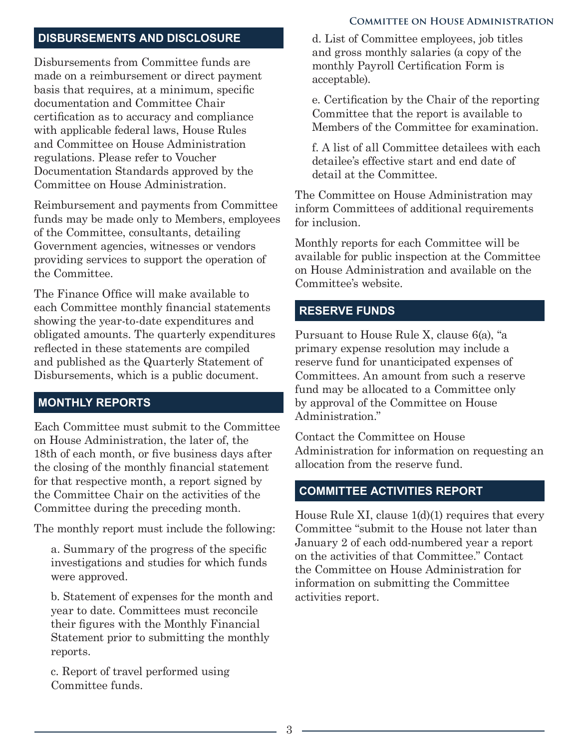## DISBURSEMENTS AND DISCLOSURE

Disbursements from Committee funds are made on a reimbursement or direct payment basis that requires, at a minimum, specific documentation and Committee Chair certification as to accuracy and compliance with applicable federal laws, House Rules and Committee on House Administration regulations. Please refer to Voucher Documentation Standards approved by the Committee on House Administration.

Reimbursement and payments from Committee funds may be made only to Members, employees of the Committee, consultants, detailing Government agencies, witnesses or vendors providing services to support the operation of the Committee.

The Finance Office will make available to each Committee monthly financial statements showing the year-to-date expenditures and obligated amounts. The quarterly expenditures reflected in these statements are compiled and published as the Quarterly Statement of Disbursements, which is a public document.

## MONTHLY REPORTS

Each Committee must submit to the Committee on House Administration, the later of, the 18th of each month, or five business days after the closing of the monthly financial statement for that respective month, a report signed by the Committee Chair on the activities of the Committee during the preceding month.

The monthly report must include the following:

a. Summary of the progress of the specific investigations and studies for which funds were approved.

b. Statement of expenses for the month and year to date. Committees must reconcile their figures with the Monthly Financial Statement prior to submitting the monthly reports.

c. Report of travel performed using Committee funds.

d. List of Committee employees, job titles and gross monthly salaries (a copy of the monthly Payroll Certification Form is acceptable).

e. Certification by the Chair of the reporting Committee that the report is available to Members of the Committee for examination.

f. A list of all Committee detailees with each detailee's effective start and end date of detail at the Committee.

The Committee on House Administration may inform Committees of additional requirements for inclusion.

Monthly reports for each Committee will be available for public inspection at the Committee on House Administration and available on the Committee's website.

## RESERVE FUNDS

Pursuant to House Rule X, clause 6(a), "a primary expense resolution may include a reserve fund for unanticipated expenses of Committees. An amount from such a reserve fund may be allocated to a Committee only by approval of the Committee on House Administration."

Contact the Committee on House Administration for information on requesting an allocation from the reserve fund.

## COMMITTEE ACTIVITIES REPORT

House Rule XI, clause 1(d)(1) requires that every Committee "submit to the House not later than January 2 of each odd-numbered year a report on the activities of that Committee." Contact the Committee on House Administration for information on submitting the Committee activities report.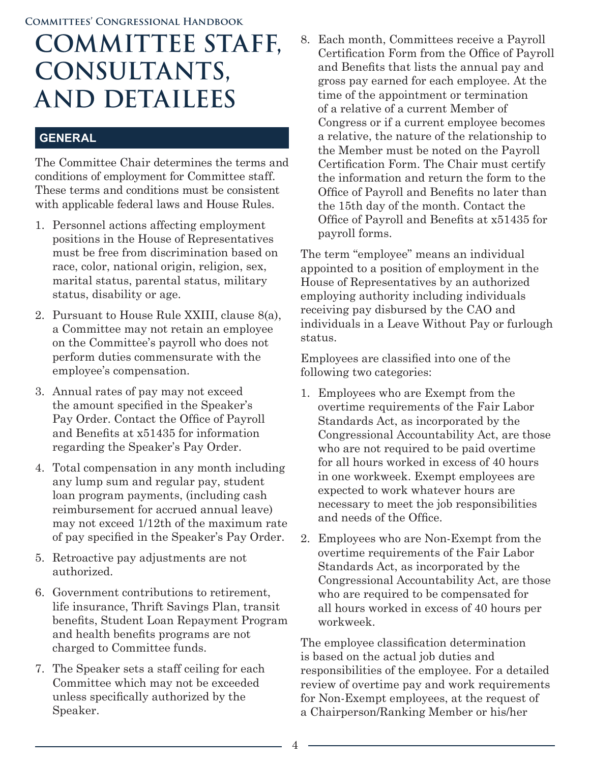# COMMITTEE STAFF, CONSULTANTS, AND DETAILEES

## GENERAL

The Committee Chair determines the terms and conditions of employment for Committee staff. These terms and conditions must be consistent with applicable federal laws and House Rules.

1. Personnel actions affecting employment positions in the House of Representatives must be free from discrimination based on race, color, national origin, religion, sex, marital status, parental status, military status, disability or age.
2. Pursuant to House Rule XXIII, clause 8(a), a Committee may not retain an employee on the Committee's payroll who does not perform duties commensurate with the employee's compensation.
3. Annual rates of pay may not exceed the amount specified in the Speaker's Pay Order. Contact the Office of Payroll and Benefits at x51435 for information regarding the Speaker's Pay Order.
4. Total compensation in any month including any lump sum and regular pay, student loan program payments, (including cash reimbursement for accrued annual leave) may not exceed 1/12th of the maximum rate of pay specified in the Speaker's Pay Order.
5. Retroactive pay adjustments are not authorized.
6. Government contributions to retirement, life insurance, Thrift Savings Plan, transit benefits, Student Loan Repayment Program and health benefits programs are not charged to Committee funds.
7. The Speaker sets a staff ceiling for each Committee which may not be exceeded unless specifically authorized by the Speaker.
8. Each month, Committees receive a Payroll Certification Form from the Office of Payroll and Benefits that lists the annual pay and gross pay earned for each employee. At the time of the appointment or termination of a relative of a current Member of Congress or if a current employee becomes a relative, the nature of the relationship to the Member must be noted on the Payroll Certification Form. The Chair must certify the information and return the form to the Office of Payroll and Benefits no later than the 15th day of the month. Contact the Office of Payroll and Benefits at x51435 for payroll forms.

The term "employee" means an individual appointed to a position of employment in the House of Representatives by an authorized employing authority including individuals receiving pay disbursed by the CAO and individuals in a Leave Without Pay or furlough status.

Employees are classified into one of the following two categories:

1. Employees who are Exempt from the overtime requirements of the Fair Labor Standards Act, as incorporated by the Congressional Accountability Act, are those who are not required to be paid overtime for all hours worked in excess of 40 hours in one workweek. Exempt employees are expected to work whatever hours are necessary to meet the job responsibilities and needs of the Office.
2. Employees who are Non-Exempt from the overtime requirements of the Fair Labor Standards Act, as incorporated by the Congressional Accountability Act, are those who are required to be compensated for all hours worked in excess of 40 hours per workweek.

The employee classification determination is based on the actual job duties and responsibilities of the employee. For a detailed review of overtime pay and work requirements for Non-Exempt employees, at the request of a Chairperson/Ranking Member or his/her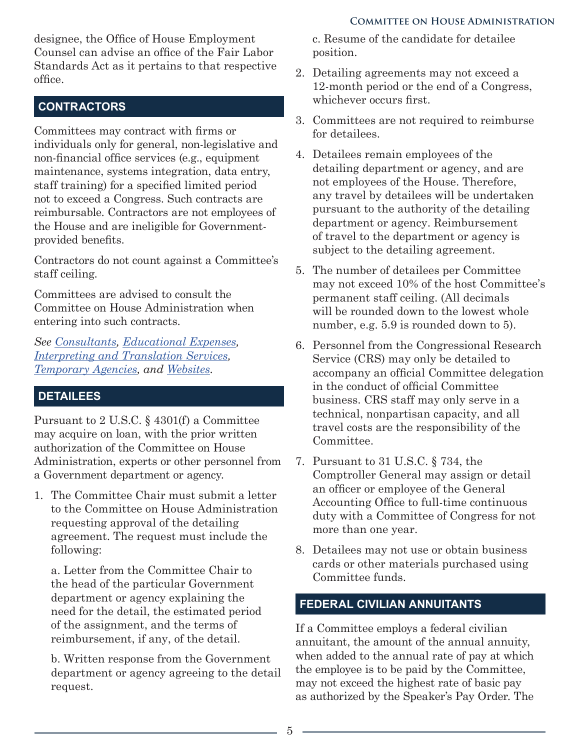designee, the Office of House Employment Counsel can advise an office of the Fair Labor Standards Act as it pertains to that respective office.

## CONTRACTORS

Committees may contract with firms or individuals only for general, non-legislative and non-financial office services (e.g., equipment maintenance, systems integration, data entry, staff training) for a specified limited period not to exceed a Congress. Such contracts are reimbursable. Contractors are not employees of the House and are ineligible for Government-provided benefits.

Contractors do not count against a Committee's staff ceiling.

Committees are advised to consult the Committee on House Administration when entering into such contracts.

*See Consultants, Educational Expenses, Interpreting and Translation Services, Temporary Agencies, and Websites.*

## DETAILEES

Pursuant to 2 U.S.C. § 4301(f) a Committee may acquire on loan, with the prior written authorization of the Committee on House Administration, experts or other personnel from a Government department or agency.

1. The Committee Chair must submit a letter to the Committee on House Administration requesting approval of the detailing agreement. The request must include the following:

   a. Letter from the Committee Chair to the head of the particular Government department or agency explaining the need for the detail, the estimated period of the assignment, and the terms of reimbursement, if any, of the detail.

   b. Written response from the Government department or agency agreeing to the detail request.

   c. Resume of the candidate for detailee position.

2. Detailing agreements may not exceed a 12-month period or the end of a Congress, whichever occurs first.
3. Committees are not required to reimburse for detailees.
4. Detailees remain employees of the detailing department or agency, and are not employees of the House. Therefore, any travel by detailees will be undertaken pursuant to the authority of the detailing department or agency. Reimbursement of travel to the department or agency is subject to the detailing agreement.
5. The number of detailees per Committee may not exceed 10% of the host Committee's permanent staff ceiling. (All decimals will be rounded down to the lowest whole number, e.g. 5.9 is rounded down to 5).
6. Personnel from the Congressional Research Service (CRS) may only be detailed to accompany an official Committee delegation in the conduct of official Committee business. CRS staff may only serve in a technical, nonpartisan capacity, and all travel costs are the responsibility of the Committee.
7. Pursuant to 31 U.S.C. § 734, the Comptroller General may assign or detail an officer or employee of the General Accounting Office to full-time continuous duty with a Committee of Congress for not more than one year.
8. Detailees may not use or obtain business cards or other materials purchased using Committee funds.

## FEDERAL CIVILIAN ANNUITANTS

If a Committee employs a federal civilian annuitant, the amount of the annual annuity, when added to the annual rate of pay at which the employee is to be paid by the Committee, may not exceed the highest rate of basic pay as authorized by the Speaker's Pay Order. The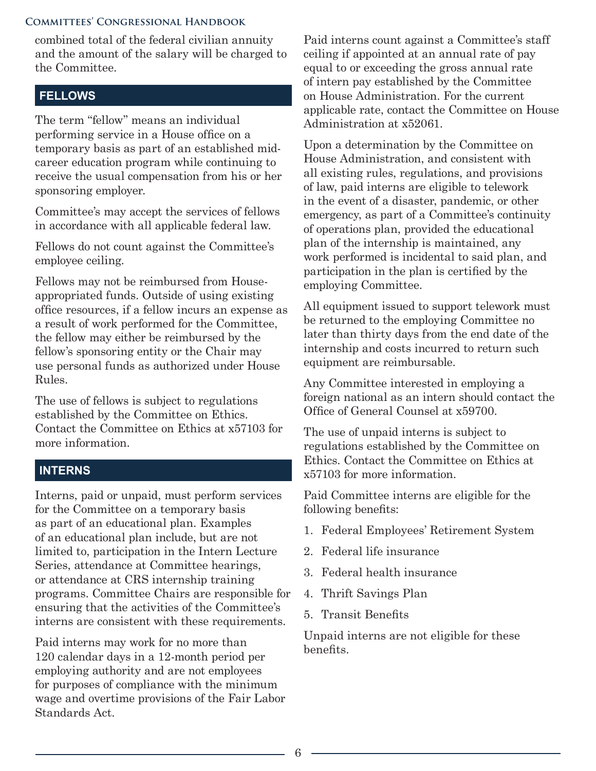combined total of the federal civilian annuity and the amount of the salary will be charged to the Committee.

## FELLOWS

The term "fellow" means an individual performing service in a House office on a temporary basis as part of an established mid-career education program while continuing to receive the usual compensation from his or her sponsoring employer.

Committee's may accept the services of fellows in accordance with all applicable federal law.

Fellows do not count against the Committee's employee ceiling.

Fellows may not be reimbursed from House-appropriated funds. Outside of using existing office resources, if a fellow incurs an expense as a result of work performed for the Committee, the fellow may either be reimbursed by the fellow's sponsoring entity or the Chair may use personal funds as authorized under House Rules.

The use of fellows is subject to regulations established by the Committee on Ethics. Contact the Committee on Ethics at x57103 for more information.

## INTERNS

Interns, paid or unpaid, must perform services for the Committee on a temporary basis as part of an educational plan. Examples of an educational plan include, but are not limited to, participation in the Intern Lecture Series, attendance at Committee hearings, or attendance at CRS internship training programs. Committee Chairs are responsible for ensuring that the activities of the Committee's interns are consistent with these requirements.

Paid interns may work for no more than 120 calendar days in a 12-month period per employing authority and are not employees for purposes of compliance with the minimum wage and overtime provisions of the Fair Labor Standards Act.

Paid interns count against a Committee's staff ceiling if appointed at an annual rate of pay equal to or exceeding the gross annual rate of intern pay established by the Committee on House Administration. For the current applicable rate, contact the Committee on House Administration at x52061.

Upon a determination by the Committee on House Administration, and consistent with all existing rules, regulations, and provisions of law, paid interns are eligible to telework in the event of a disaster, pandemic, or other emergency, as part of a Committee's continuity of operations plan, provided the educational plan of the internship is maintained, any work performed is incidental to said plan, and participation in the plan is certified by the employing Committee.

All equipment issued to support telework must be returned to the employing Committee no later than thirty days from the end date of the internship and costs incurred to return such equipment are reimbursable.

Any Committee interested in employing a foreign national as an intern should contact the Office of General Counsel at x59700.

The use of unpaid interns is subject to regulations established by the Committee on Ethics. Contact the Committee on Ethics at x57103 for more information.

Paid Committee interns are eligible for the following benefits:

1. Federal Employees' Retirement System
2. Federal life insurance
3. Federal health insurance
4. Thrift Savings Plan
5. Transit Benefits

Unpaid interns are not eligible for these benefits.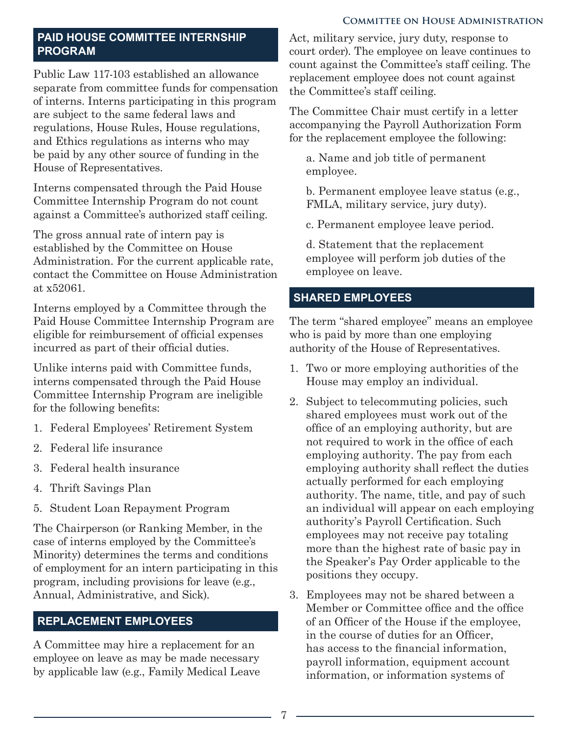## PAID HOUSE COMMITTEE INTERNSHIP PROGRAM

Public Law 117-103 established an allowance separate from committee funds for compensation of interns. Interns participating in this program are subject to the same federal laws and regulations, House Rules, House regulations, and Ethics regulations as interns who may be paid by any other source of funding in the House of Representatives.

Interns compensated through the Paid House Committee Internship Program do not count against a Committee's authorized staff ceiling.

The gross annual rate of intern pay is established by the Committee on House Administration. For the current applicable rate, contact the Committee on House Administration at x52061.

Interns employed by a Committee through the Paid House Committee Internship Program are eligible for reimbursement of official expenses incurred as part of their official duties.

Unlike interns paid with Committee funds, interns compensated through the Paid House Committee Internship Program are ineligible for the following benefits:

1. Federal Employees' Retirement System
2. Federal life insurance
3. Federal health insurance
4. Thrift Savings Plan
5. Student Loan Repayment Program

The Chairperson (or Ranking Member, in the case of interns employed by the Committee's Minority) determines the terms and conditions of employment for an intern participating in this program, including provisions for leave (e.g., Annual, Administrative, and Sick).

## REPLACEMENT EMPLOYEES

A Committee may hire a replacement for an employee on leave as may be made necessary by applicable law (e.g., Family Medical Leave Act, military service, jury duty, response to court order). The employee on leave continues to count against the Committee's staff ceiling. The replacement employee does not count against the Committee's staff ceiling.

The Committee Chair must certify in a letter accompanying the Payroll Authorization Form for the replacement employee the following:

a. Name and job title of permanent employee.

b. Permanent employee leave status (e.g., FMLA, military service, jury duty).

c. Permanent employee leave period.

d. Statement that the replacement employee will perform job duties of the employee on leave.

## SHARED EMPLOYEES

The term "shared employee" means an employee who is paid by more than one employing authority of the House of Representatives.

1. Two or more employing authorities of the House may employ an individual.
2. Subject to telecommuting policies, such shared employees must work out of the office of an employing authority, but are not required to work in the office of each employing authority. The pay from each employing authority shall reflect the duties actually performed for each employing authority. The name, title, and pay of such an individual will appear on each employing authority's Payroll Certification. Such employees may not receive pay totaling more than the highest rate of basic pay in the Speaker's Pay Order applicable to the positions they occupy.
3. Employees may not be shared between a Member or Committee office and the office of an Officer of the House if the employee, in the course of duties for an Officer, has access to the financial information, payroll information, equipment account information, or information systems of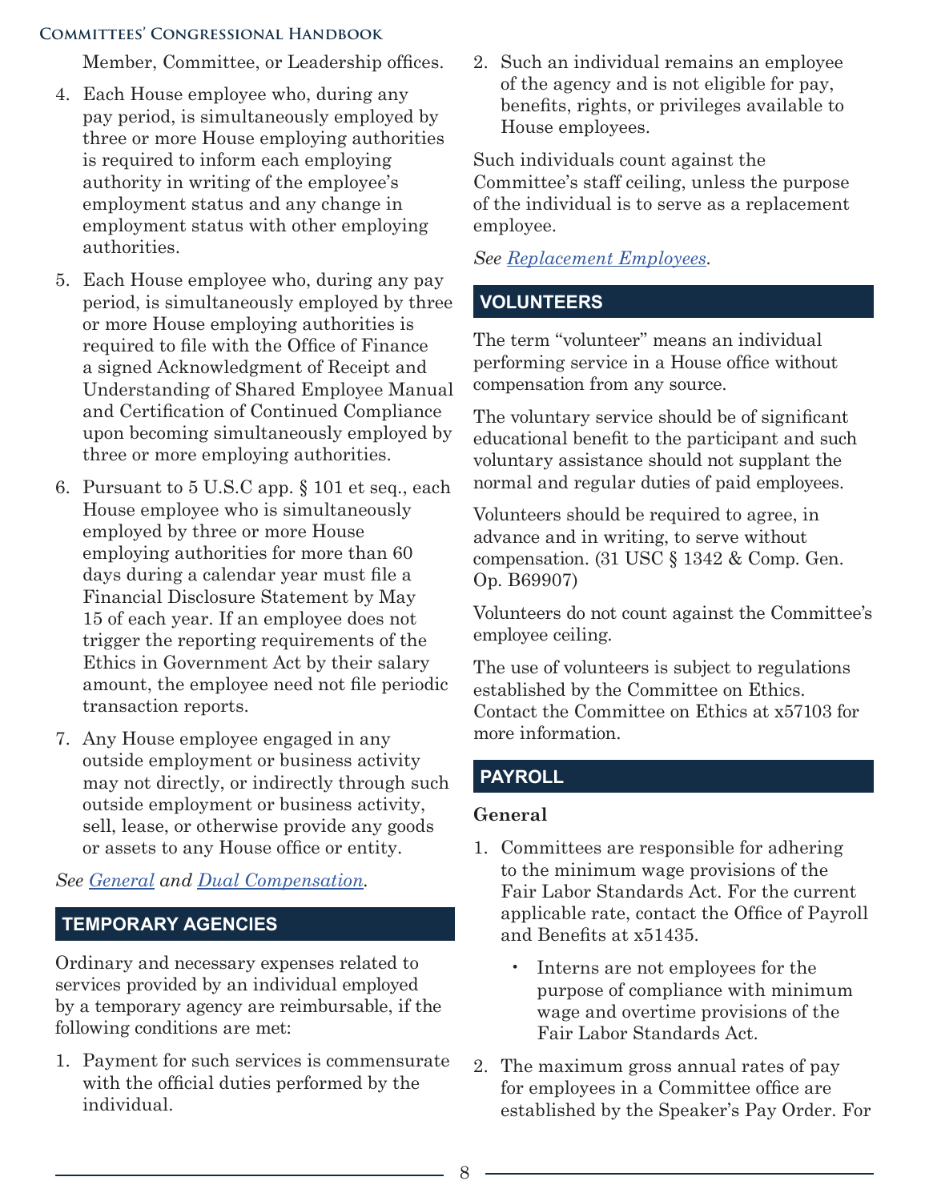Member, Committee, or Leadership offices.

4. Each House employee who, during any pay period, is simultaneously employed by three or more House employing authorities is required to inform each employing authority in writing of the employee's employment status and any change in employment status with other employing authorities.
5. Each House employee who, during any pay period, is simultaneously employed by three or more House employing authorities is required to file with the Office of Finance a signed Acknowledgment of Receipt and Understanding of Shared Employee Manual and Certification of Continued Compliance upon becoming simultaneously employed by three or more employing authorities.
6. Pursuant to 5 U.S.C app. § 101 et seq., each House employee who is simultaneously employed by three or more House employing authorities for more than 60 days during a calendar year must file a Financial Disclosure Statement by May 15 of each year. If an employee does not trigger the reporting requirements of the Ethics in Government Act by their salary amount, the employee need not file periodic transaction reports.
7. Any House employee engaged in any outside employment or business activity may not directly, or indirectly through such outside employment or business activity, sell, lease, or otherwise provide any goods or assets to any House office or entity.

*See General and Dual Compensation.*

## TEMPORARY AGENCIES

Ordinary and necessary expenses related to services provided by an individual employed by a temporary agency are reimbursable, if the following conditions are met:

1. Payment for such services is commensurate with the official duties performed by the individual.
2. Such an individual remains an employee of the agency and is not eligible for pay, benefits, rights, or privileges available to House employees.

Such individuals count against the Committee's staff ceiling, unless the purpose of the individual is to serve as a replacement employee.

*See Replacement Employees.*

## VOLUNTEERS

The term "volunteer" means an individual performing service in a House office without compensation from any source.

The voluntary service should be of significant educational benefit to the participant and such voluntary assistance should not supplant the normal and regular duties of paid employees.

Volunteers should be required to agree, in advance and in writing, to serve without compensation. (31 USC § 1342 & Comp. Gen. Op. B69907)

Volunteers do not count against the Committee's employee ceiling.

The use of volunteers is subject to regulations established by the Committee on Ethics. Contact the Committee on Ethics at x57103 for more information.

## PAYROLL

**General**

1. Committees are responsible for adhering to the minimum wage provisions of the Fair Labor Standards Act. For the current applicable rate, contact the Office of Payroll and Benefits at x51435.
   - Interns are not employees for the purpose of compliance with minimum wage and overtime provisions of the Fair Labor Standards Act.
2. The maximum gross annual rates of pay for employees in a Committee office are established by the Speaker's Pay Order. For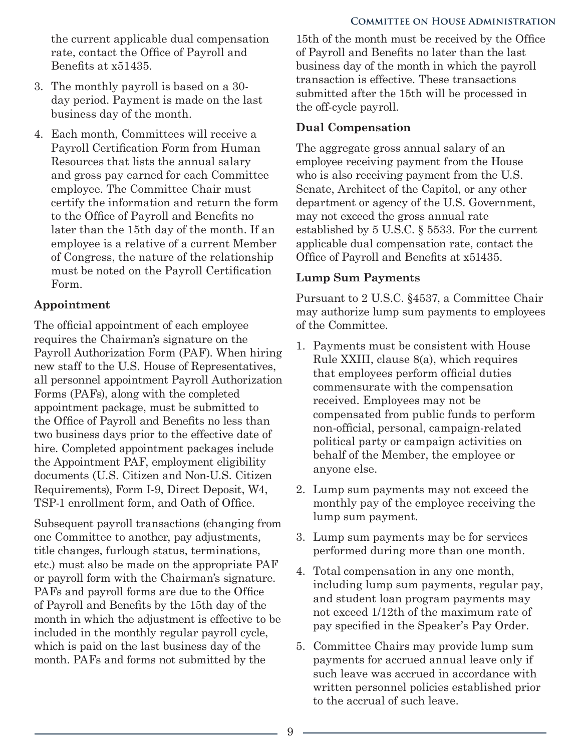the current applicable dual compensation rate, contact the Office of Payroll and Benefits at x51435.

3. The monthly payroll is based on a 30-day period. Payment is made on the last business day of the month.

4. Each month, Committees will receive a Payroll Certification Form from Human Resources that lists the annual salary and gross pay earned for each Committee employee. The Committee Chair must certify the information and return the form to the Office of Payroll and Benefits no later than the 15th day of the month. If an employee is a relative of a current Member of Congress, the nature of the relationship must be noted on the Payroll Certification Form.

**Appointment**

The official appointment of each employee requires the Chairman's signature on the Payroll Authorization Form (PAF). When hiring new staff to the U.S. House of Representatives, all personnel appointment Payroll Authorization Forms (PAFs), along with the completed appointment package, must be submitted to the Office of Payroll and Benefits no less than two business days prior to the effective date of hire. Completed appointment packages include the Appointment PAF, employment eligibility documents (U.S. Citizen and Non-U.S. Citizen Requirements), Form I-9, Direct Deposit, W4, TSP-1 enrollment form, and Oath of Office.

Subsequent payroll transactions (changing from one Committee to another, pay adjustments, title changes, furlough status, terminations, etc.) must also be made on the appropriate PAF or payroll form with the Chairman's signature. PAFs and payroll forms are due to the Office of Payroll and Benefits by the 15th day of the month in which the adjustment is effective to be included in the monthly regular payroll cycle, which is paid on the last business day of the month. PAFs and forms not submitted by the 15th of the month must be received by the Office of Payroll and Benefits no later than the last business day of the month in which the payroll transaction is effective. These transactions submitted after the 15th will be processed in the off-cycle payroll.

**Dual Compensation**

The aggregate gross annual salary of an employee receiving payment from the House who is also receiving payment from the U.S. Senate, Architect of the Capitol, or any other department or agency of the U.S. Government, may not exceed the gross annual rate established by 5 U.S.C. § 5533. For the current applicable dual compensation rate, contact the Office of Payroll and Benefits at x51435.

**Lump Sum Payments**

Pursuant to 2 U.S.C. §4537, a Committee Chair may authorize lump sum payments to employees of the Committee.

1. Payments must be consistent with House Rule XXIII, clause 8(a), which requires that employees perform official duties commensurate with the compensation received. Employees may not be compensated from public funds to perform non-official, personal, campaign-related political party or campaign activities on behalf of the Member, the employee or anyone else.

2. Lump sum payments may not exceed the monthly pay of the employee receiving the lump sum payment.

3. Lump sum payments may be for services performed during more than one month.

4. Total compensation in any one month, including lump sum payments, regular pay, and student loan program payments may not exceed 1/12th of the maximum rate of pay specified in the Speaker's Pay Order.

5. Committee Chairs may provide lump sum payments for accrued annual leave only if such leave was accrued in accordance with written personnel policies established prior to the accrual of such leave.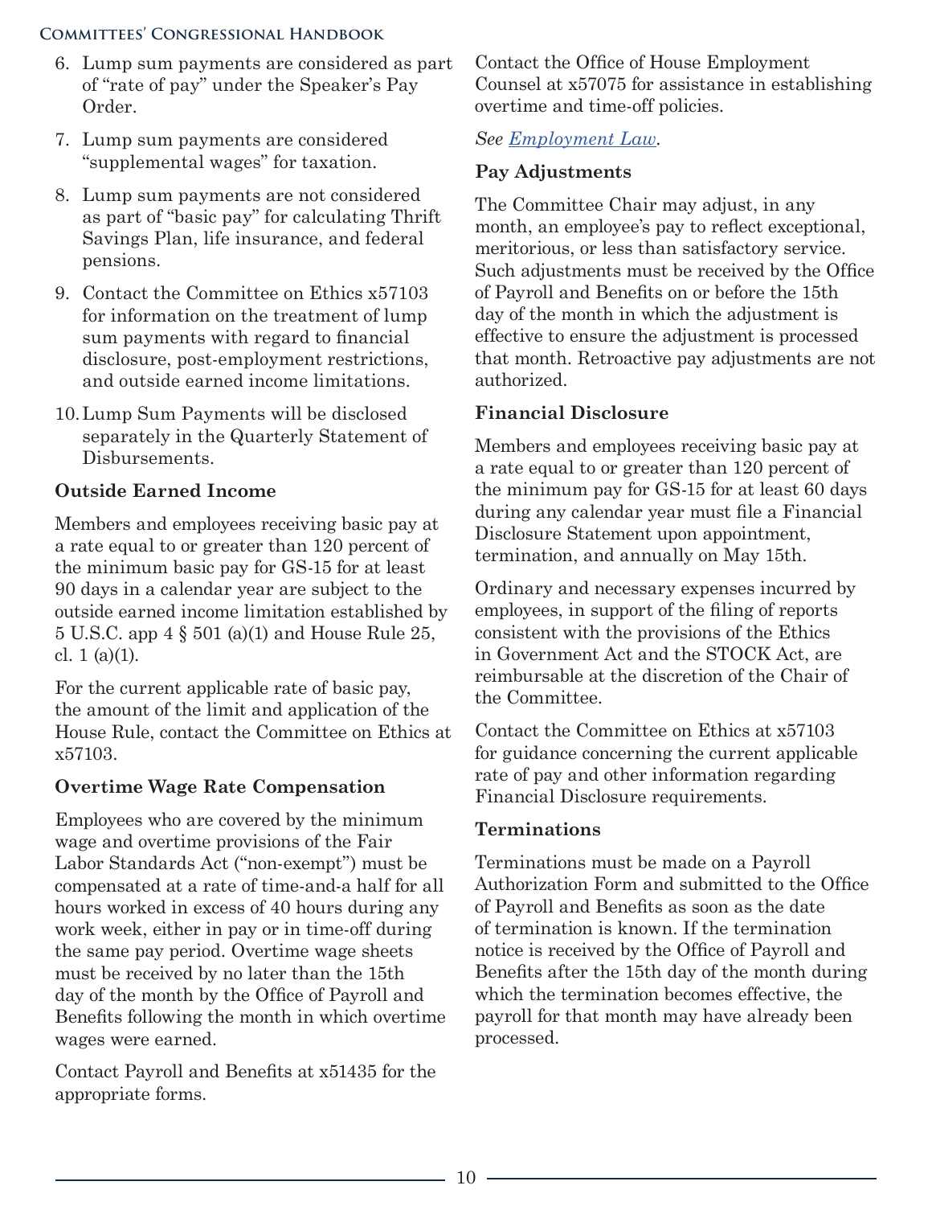6. Lump sum payments are considered as part of "rate of pay" under the Speaker's Pay Order.
7. Lump sum payments are considered "supplemental wages" for taxation.
8. Lump sum payments are not considered as part of "basic pay" for calculating Thrift Savings Plan, life insurance, and federal pensions.
9. Contact the Committee on Ethics x57103 for information on the treatment of lump sum payments with regard to financial disclosure, post-employment restrictions, and outside earned income limitations.
10. Lump Sum Payments will be disclosed separately in the Quarterly Statement of Disbursements.

### Outside Earned Income

Members and employees receiving basic pay at a rate equal to or greater than 120 percent of the minimum basic pay for GS-15 for at least 90 days in a calendar year are subject to the outside earned income limitation established by 5 U.S.C. app 4 § 501 (a)(1) and House Rule 25, cl. 1 (a)(1).

For the current applicable rate of basic pay, the amount of the limit and application of the House Rule, contact the Committee on Ethics at x57103.

### Overtime Wage Rate Compensation

Employees who are covered by the minimum wage and overtime provisions of the Fair Labor Standards Act ("non-exempt") must be compensated at a rate of time-and-a half for all hours worked in excess of 40 hours during any work week, either in pay or in time-off during the same pay period. Overtime wage sheets must be received by no later than the 15th day of the month by the Office of Payroll and Benefits following the month in which overtime wages were earned.

Contact Payroll and Benefits at x51435 for the appropriate forms.

Contact the Office of House Employment Counsel at x57075 for assistance in establishing overtime and time-off policies.

*See Employment Law.*

### Pay Adjustments

The Committee Chair may adjust, in any month, an employee's pay to reflect exceptional, meritorious, or less than satisfactory service. Such adjustments must be received by the Office of Payroll and Benefits on or before the 15th day of the month in which the adjustment is effective to ensure the adjustment is processed that month. Retroactive pay adjustments are not authorized.

### Financial Disclosure

Members and employees receiving basic pay at a rate equal to or greater than 120 percent of the minimum pay for GS-15 for at least 60 days during any calendar year must file a Financial Disclosure Statement upon appointment, termination, and annually on May 15th.

Ordinary and necessary expenses incurred by employees, in support of the filing of reports consistent with the provisions of the Ethics in Government Act and the STOCK Act, are reimbursable at the discretion of the Chair of the Committee.

Contact the Committee on Ethics at x57103 for guidance concerning the current applicable rate of pay and other information regarding Financial Disclosure requirements.

### Terminations

Terminations must be made on a Payroll Authorization Form and submitted to the Office of Payroll and Benefits as soon as the date of termination is known. If the termination notice is received by the Office of Payroll and Benefits after the 15th day of the month during which the termination becomes effective, the payroll for that month may have already been processed.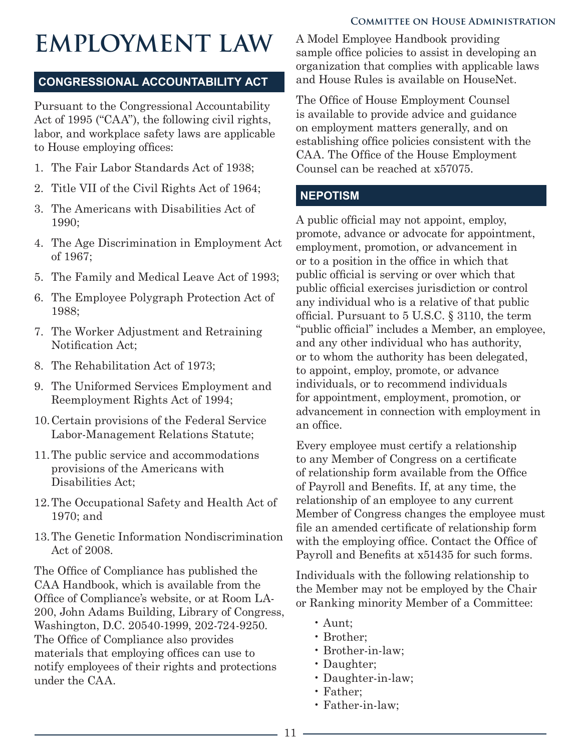# EMPLOYMENT LAW

## CONGRESSIONAL ACCOUNTABILITY ACT

Pursuant to the Congressional Accountability Act of 1995 ("CAA"), the following civil rights, labor, and workplace safety laws are applicable to House employing offices:

1. The Fair Labor Standards Act of 1938;
2. Title VII of the Civil Rights Act of 1964;
3. The Americans with Disabilities Act of 1990;
4. The Age Discrimination in Employment Act of 1967;
5. The Family and Medical Leave Act of 1993;
6. The Employee Polygraph Protection Act of 1988;
7. The Worker Adjustment and Retraining Notification Act;
8. The Rehabilitation Act of 1973;
9. The Uniformed Services Employment and Reemployment Rights Act of 1994;
10. Certain provisions of the Federal Service Labor-Management Relations Statute;
11. The public service and accommodations provisions of the Americans with Disabilities Act;
12. The Occupational Safety and Health Act of 1970; and
13. The Genetic Information Nondiscrimination Act of 2008.

The Office of Compliance has published the CAA Handbook, which is available from the Office of Compliance's website, or at Room LA-200, John Adams Building, Library of Congress, Washington, D.C. 20540-1999, 202-724-9250. The Office of Compliance also provides materials that employing offices can use to notify employees of their rights and protections under the CAA.

A Model Employee Handbook providing sample office policies to assist in developing an organization that complies with applicable laws and House Rules is available on HouseNet.

The Office of House Employment Counsel is available to provide advice and guidance on employment matters generally, and on establishing office policies consistent with the CAA. The Office of the House Employment Counsel can be reached at x57075.

## NEPOTISM

A public official may not appoint, employ, promote, advance or advocate for appointment, employment, promotion, or advancement in or to a position in the office in which that public official is serving or over which that public official exercises jurisdiction or control any individual who is a relative of that public official. Pursuant to 5 U.S.C. § 3110, the term "public official" includes a Member, an employee, and any other individual who has authority, or to whom the authority has been delegated, to appoint, employ, promote, or advance individuals, or to recommend individuals for appointment, employment, promotion, or advancement in connection with employment in an office.

Every employee must certify a relationship to any Member of Congress on a certificate of relationship form available from the Office of Payroll and Benefits. If, at any time, the relationship of an employee to any current Member of Congress changes the employee must file an amended certificate of relationship form with the employing office. Contact the Office of Payroll and Benefits at x51435 for such forms.

Individuals with the following relationship to the Member may not be employed by the Chair or Ranking minority Member of a Committee:

- Aunt;
- Brother;
- Brother-in-law;
- Daughter;
- Daughter-in-law;
- Father;
- Father-in-law;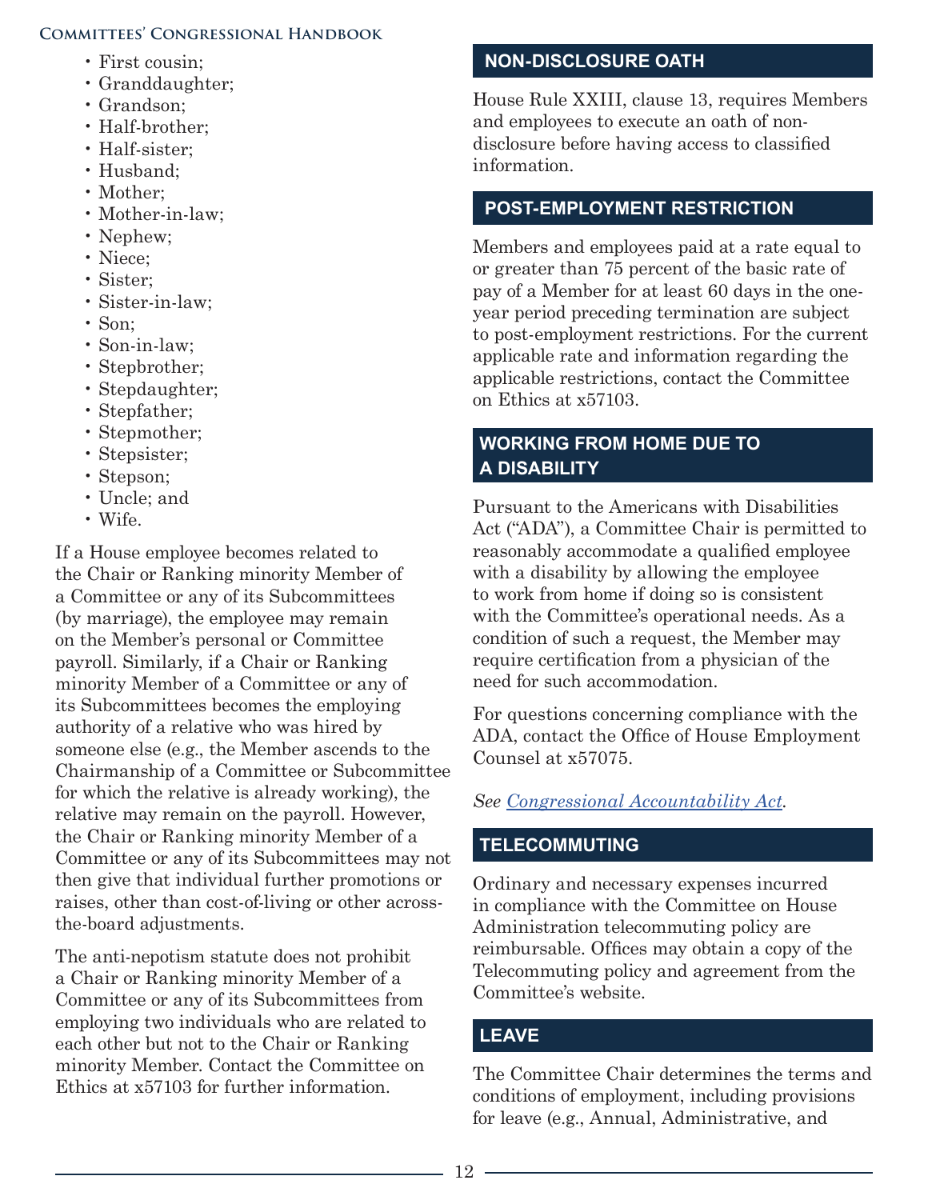- First cousin;
- Granddaughter;
- Grandson;
- Half-brother;
- Half-sister;
- Husband;
- Mother;
- Mother-in-law;
- Nephew;
- Niece;
- Sister;
- Sister-in-law;
- Son;
- Son-in-law;
- Stepbrother;
- Stepdaughter;
- Stepfather;
- Stepmother;
- Stepsister;
- Stepson;
- Uncle; and
- Wife.

If a House employee becomes related to the Chair or Ranking minority Member of a Committee or any of its Subcommittees (by marriage), the employee may remain on the Member's personal or Committee payroll. Similarly, if a Chair or Ranking minority Member of a Committee or any of its Subcommittees becomes the employing authority of a relative who was hired by someone else (e.g., the Member ascends to the Chairmanship of a Committee or Subcommittee for which the relative is already working), the relative may remain on the payroll. However, the Chair or Ranking minority Member of a Committee or any of its Subcommittees may not then give that individual further promotions or raises, other than cost-of-living or other across-the-board adjustments.

The anti-nepotism statute does not prohibit a Chair or Ranking minority Member of a Committee or any of its Subcommittees from employing two individuals who are related to each other but not to the Chair or Ranking minority Member. Contact the Committee on Ethics at x57103 for further information.

## NON-DISCLOSURE OATH

House Rule XXIII, clause 13, requires Members and employees to execute an oath of non-disclosure before having access to classified information.

## POST-EMPLOYMENT RESTRICTION

Members and employees paid at a rate equal to or greater than 75 percent of the basic rate of pay of a Member for at least 60 days in the one-year period preceding termination are subject to post-employment restrictions. For the current applicable rate and information regarding the applicable restrictions, contact the Committee on Ethics at x57103.

## WORKING FROM HOME DUE TO A DISABILITY

Pursuant to the Americans with Disabilities Act ("ADA"), a Committee Chair is permitted to reasonably accommodate a qualified employee with a disability by allowing the employee to work from home if doing so is consistent with the Committee's operational needs. As a condition of such a request, the Member may require certification from a physician of the need for such accommodation.

For questions concerning compliance with the ADA, contact the Office of House Employment Counsel at x57075.

*See Congressional Accountability Act.*

## TELECOMMUTING

Ordinary and necessary expenses incurred in compliance with the Committee on House Administration telecommuting policy are reimbursable. Offices may obtain a copy of the Telecommuting policy and agreement from the Committee's website.

## LEAVE

The Committee Chair determines the terms and conditions of employment, including provisions for leave (e.g., Annual, Administrative, and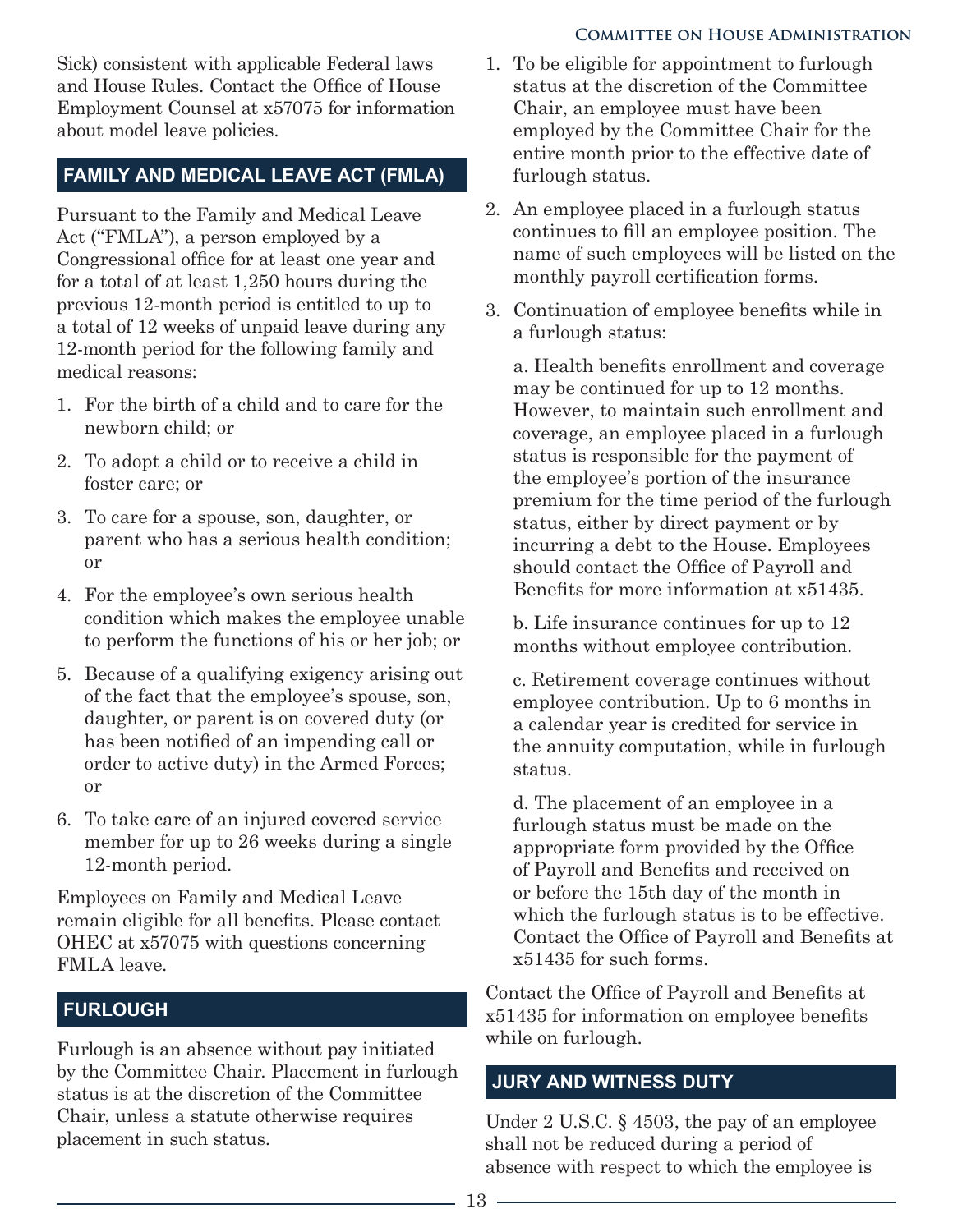Sick) consistent with applicable Federal laws and House Rules. Contact the Office of House Employment Counsel at x57075 for information about model leave policies.

## FAMILY AND MEDICAL LEAVE ACT (FMLA)

Pursuant to the Family and Medical Leave Act ("FMLA"), a person employed by a Congressional office for at least one year and for a total of at least 1,250 hours during the previous 12-month period is entitled to up to a total of 12 weeks of unpaid leave during any 12-month period for the following family and medical reasons:

1. For the birth of a child and to care for the newborn child; or
2. To adopt a child or to receive a child in foster care; or
3. To care for a spouse, son, daughter, or parent who has a serious health condition; or
4. For the employee's own serious health condition which makes the employee unable to perform the functions of his or her job; or
5. Because of a qualifying exigency arising out of the fact that the employee's spouse, son, daughter, or parent is on covered duty (or has been notified of an impending call or order to active duty) in the Armed Forces; or
6. To take care of an injured covered service member for up to 26 weeks during a single 12-month period.

Employees on Family and Medical Leave remain eligible for all benefits. Please contact OHEC at x57075 with questions concerning FMLA leave.

## FURLOUGH

Furlough is an absence without pay initiated by the Committee Chair. Placement in furlough status is at the discretion of the Committee Chair, unless a statute otherwise requires placement in such status.

1. To be eligible for appointment to furlough status at the discretion of the Committee Chair, an employee must have been employed by the Committee Chair for the entire month prior to the effective date of furlough status.
2. An employee placed in a furlough status continues to fill an employee position. The name of such employees will be listed on the monthly payroll certification forms.
3. Continuation of employee benefits while in a furlough status:

   a. Health benefits enrollment and coverage may be continued for up to 12 months. However, to maintain such enrollment and coverage, an employee placed in a furlough status is responsible for the payment of the employee's portion of the insurance premium for the time period of the furlough status, either by direct payment or by incurring a debt to the House. Employees should contact the Office of Payroll and Benefits for more information at x51435.

   b. Life insurance continues for up to 12 months without employee contribution.

   c. Retirement coverage continues without employee contribution. Up to 6 months in a calendar year is credited for service in the annuity computation, while in furlough status.

   d. The placement of an employee in a furlough status must be made on the appropriate form provided by the Office of Payroll and Benefits and received on or before the 15th day of the month in which the furlough status is to be effective. Contact the Office of Payroll and Benefits at x51435 for such forms.

Contact the Office of Payroll and Benefits at x51435 for information on employee benefits while on furlough.

## JURY AND WITNESS DUTY

Under 2 U.S.C. § 4503, the pay of an employee shall not be reduced during a period of absence with respect to which the employee is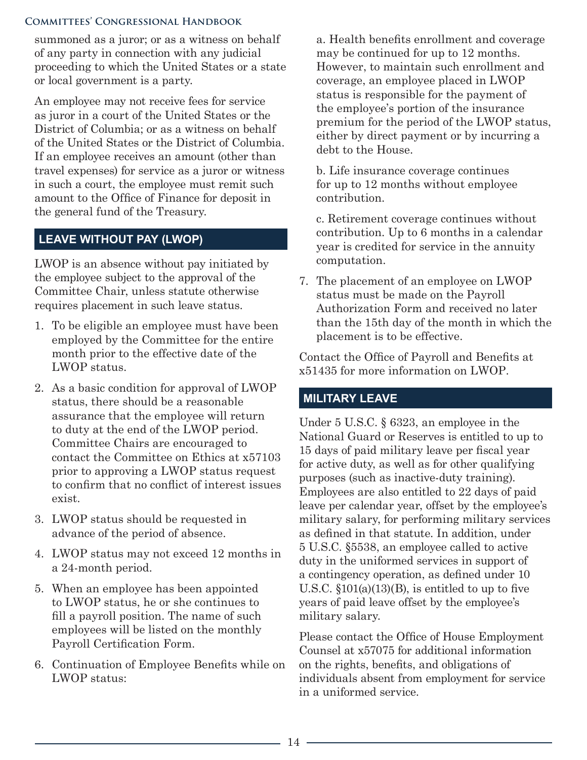summoned as a juror; or as a witness on behalf of any party in connection with any judicial proceeding to which the United States or a state or local government is a party.

An employee may not receive fees for service as juror in a court of the United States or the District of Columbia; or as a witness on behalf of the United States or the District of Columbia. If an employee receives an amount (other than travel expenses) for service as a juror or witness in such a court, the employee must remit such amount to the Office of Finance for deposit in the general fund of the Treasury.

## LEAVE WITHOUT PAY (LWOP)

LWOP is an absence without pay initiated by the employee subject to the approval of the Committee Chair, unless statute otherwise requires placement in such leave status.

1. To be eligible an employee must have been employed by the Committee for the entire month prior to the effective date of the LWOP status.
2. As a basic condition for approval of LWOP status, there should be a reasonable assurance that the employee will return to duty at the end of the LWOP period. Committee Chairs are encouraged to contact the Committee on Ethics at x57103 prior to approving a LWOP status request to confirm that no conflict of interest issues exist.
3. LWOP status should be requested in advance of the period of absence.
4. LWOP status may not exceed 12 months in a 24-month period.
5. When an employee has been appointed to LWOP status, he or she continues to fill a payroll position. The name of such employees will be listed on the monthly Payroll Certification Form.
6. Continuation of Employee Benefits while on LWOP status:

   a. Health benefits enrollment and coverage may be continued for up to 12 months. However, to maintain such enrollment and coverage, an employee placed in LWOP status is responsible for the payment of the employee's portion of the insurance premium for the period of the LWOP status, either by direct payment or by incurring a debt to the House.

   b. Life insurance coverage continues for up to 12 months without employee contribution.

   c. Retirement coverage continues without contribution. Up to 6 months in a calendar year is credited for service in the annuity computation.
7. The placement of an employee on LWOP status must be made on the Payroll Authorization Form and received no later than the 15th day of the month in which the placement is to be effective.

Contact the Office of Payroll and Benefits at x51435 for more information on LWOP.

## MILITARY LEAVE

Under 5 U.S.C. § 6323, an employee in the National Guard or Reserves is entitled to up to 15 days of paid military leave per fiscal year for active duty, as well as for other qualifying purposes (such as inactive-duty training). Employees are also entitled to 22 days of paid leave per calendar year, offset by the employee's military salary, for performing military services as defined in that statute. In addition, under 5 U.S.C. §5538, an employee called to active duty in the uniformed services in support of a contingency operation, as defined under 10 U.S.C. §101(a)(13)(B), is entitled to up to five years of paid leave offset by the employee's military salary.

Please contact the Office of House Employment Counsel at x57075 for additional information on the rights, benefits, and obligations of individuals absent from employment for service in a uniformed service.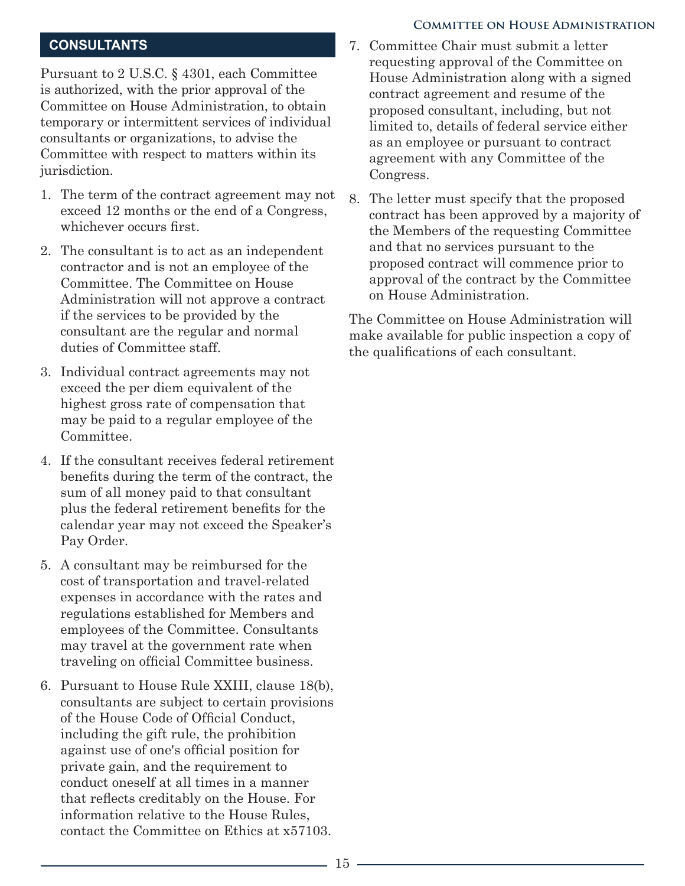## CONSULTANTS

Pursuant to 2 U.S.C. § 4301, each Committee is authorized, with the prior approval of the Committee on House Administration, to obtain temporary or intermittent services of individual consultants or organizations, to advise the Committee with respect to matters within its jurisdiction.

1. The term of the contract agreement may not exceed 12 months or the end of a Congress, whichever occurs first.
2. The consultant is to act as an independent contractor and is not an employee of the Committee. The Committee on House Administration will not approve a contract if the services to be provided by the consultant are the regular and normal duties of Committee staff.
3. Individual contract agreements may not exceed the per diem equivalent of the highest gross rate of compensation that may be paid to a regular employee of the Committee.
4. If the consultant receives federal retirement benefits during the term of the contract, the sum of all money paid to that consultant plus the federal retirement benefits for the calendar year may not exceed the Speaker's Pay Order.
5. A consultant may be reimbursed for the cost of transportation and travel-related expenses in accordance with the rates and regulations established for Members and employees of the Committee. Consultants may travel at the government rate when traveling on official Committee business.
6. Pursuant to House Rule XXIII, clause 18(b), consultants are subject to certain provisions of the House Code of Official Conduct, including the gift rule, the prohibition against use of one's official position for private gain, and the requirement to conduct oneself at all times in a manner that reflects creditably on the House. For information relative to the House Rules, contact the Committee on Ethics at x57103.
7. Committee Chair must submit a letter requesting approval of the Committee on House Administration along with a signed contract agreement and resume of the proposed consultant, including, but not limited to, details of federal service either as an employee or pursuant to contract agreement with any Committee of the Congress.
8. The letter must specify that the proposed contract has been approved by a majority of the Members of the requesting Committee and that no services pursuant to the proposed contract will commence prior to approval of the contract by the Committee on House Administration.

The Committee on House Administration will make available for public inspection a copy of the qualifications of each consultant.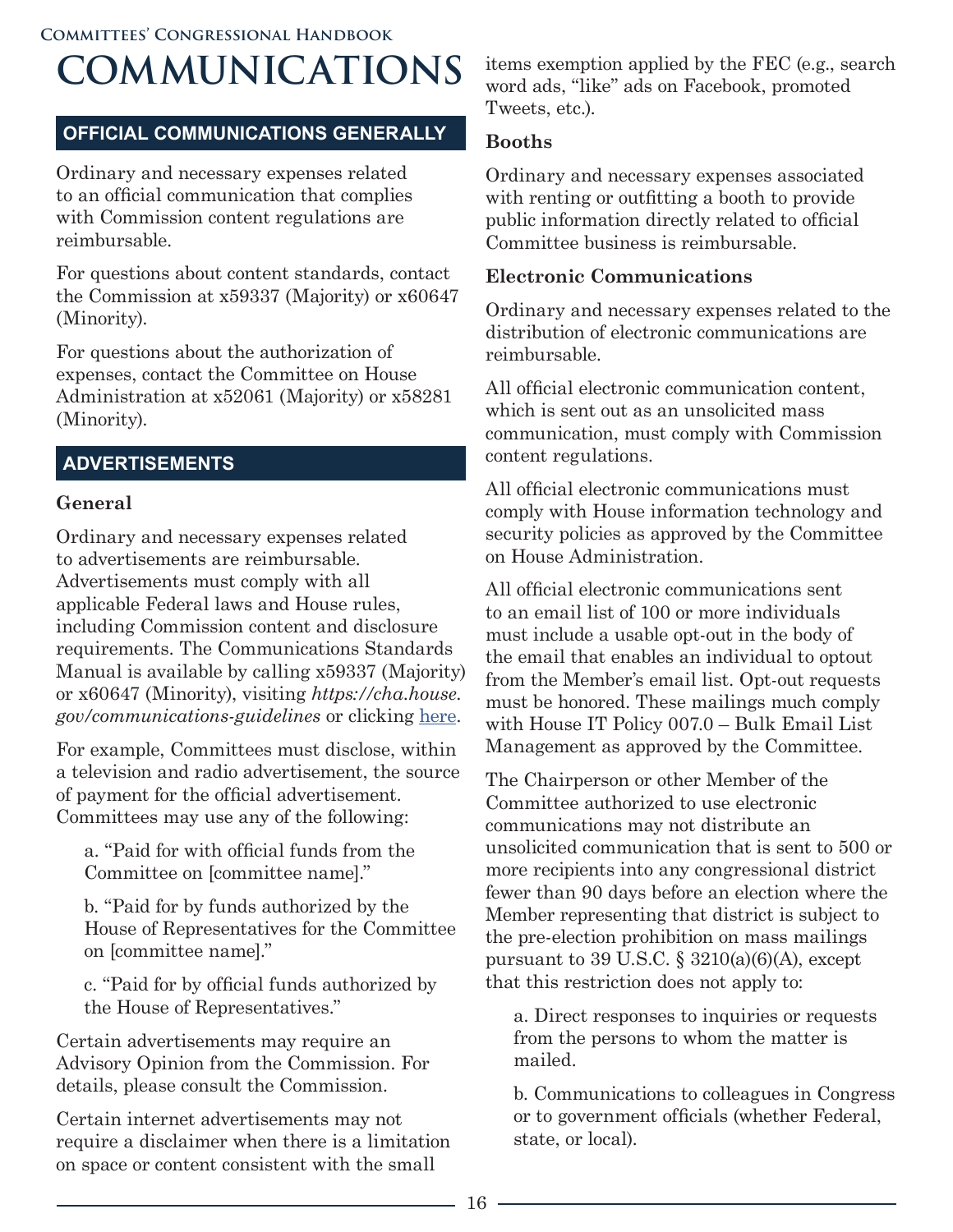# COMMUNICATIONS

## OFFICIAL COMMUNICATIONS GENERALLY

Ordinary and necessary expenses related to an official communication that complies with Commission content regulations are reimbursable.

For questions about content standards, contact the Commission at x59337 (Majority) or x60647 (Minority).

For questions about the authorization of expenses, contact the Committee on House Administration at x52061 (Majority) or x58281 (Minority).

## ADVERTISEMENTS

### General

Ordinary and necessary expenses related to advertisements are reimbursable. Advertisements must comply with all applicable Federal laws and House rules, including Commission content and disclosure requirements. The Communications Standards Manual is available by calling x59337 (Majority) or x60647 (Minority), visiting *https://cha.house.gov/communications-guidelines* or clicking here.

For example, Committees must disclose, within a television and radio advertisement, the source of payment for the official advertisement. Committees may use any of the following:

a. "Paid for with official funds from the Committee on [committee name]."

b. "Paid for by funds authorized by the House of Representatives for the Committee on [committee name]."

c. "Paid for by official funds authorized by the House of Representatives."

Certain advertisements may require an Advisory Opinion from the Commission. For details, please consult the Commission.

Certain internet advertisements may not require a disclaimer when there is a limitation on space or content consistent with the small items exemption applied by the FEC (e.g., search word ads, "like" ads on Facebook, promoted Tweets, etc.).

### Booths

Ordinary and necessary expenses associated with renting or outfitting a booth to provide public information directly related to official Committee business is reimbursable.

### Electronic Communications

Ordinary and necessary expenses related to the distribution of electronic communications are reimbursable.

All official electronic communication content, which is sent out as an unsolicited mass communication, must comply with Commission content regulations.

All official electronic communications must comply with House information technology and security policies as approved by the Committee on House Administration.

All official electronic communications sent to an email list of 100 or more individuals must include a usable opt-out in the body of the email that enables an individual to optout from the Member's email list. Opt-out requests must be honored. These mailings much comply with House IT Policy 007.0 – Bulk Email List Management as approved by the Committee.

The Chairperson or other Member of the Committee authorized to use electronic communications may not distribute an unsolicited communication that is sent to 500 or more recipients into any congressional district fewer than 90 days before an election where the Member representing that district is subject to the pre-election prohibition on mass mailings pursuant to 39 U.S.C. § 3210(a)(6)(A), except that this restriction does not apply to:

a. Direct responses to inquiries or requests from the persons to whom the matter is mailed.

b. Communications to colleagues in Congress or to government officials (whether Federal, state, or local).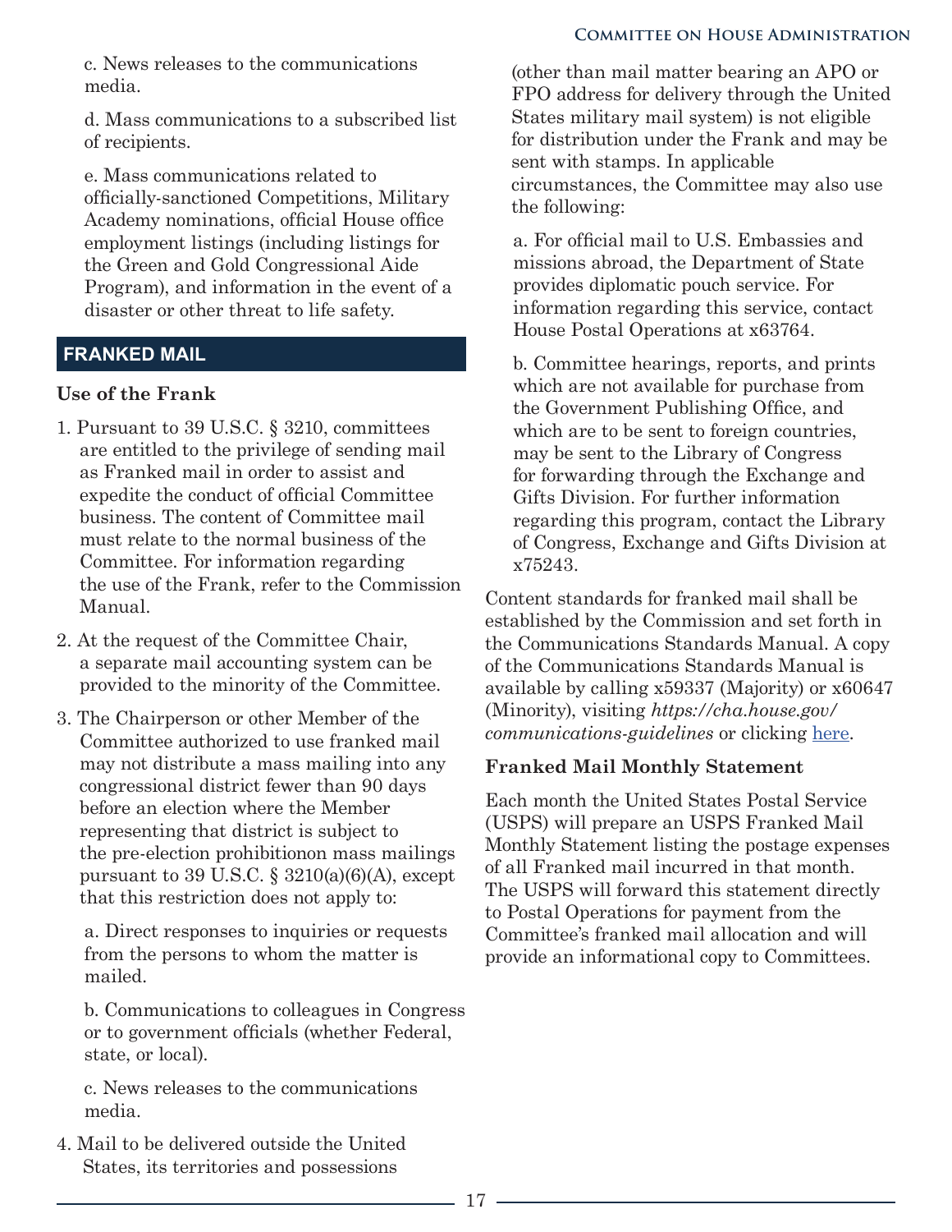c. News releases to the communications media.

d. Mass communications to a subscribed list of recipients.

e. Mass communications related to officially-sanctioned Competitions, Military Academy nominations, official House office employment listings (including listings for the Green and Gold Congressional Aide Program), and information in the event of a disaster or other threat to life safety.

## FRANKED MAIL

### Use of the Frank

1. Pursuant to 39 U.S.C. § 3210, committees are entitled to the privilege of sending mail as Franked mail in order to assist and expedite the conduct of official Committee business. The content of Committee mail must relate to the normal business of the Committee. For information regarding the use of the Frank, refer to the Commission Manual.

2. At the request of the Committee Chair, a separate mail accounting system can be provided to the minority of the Committee.

3. The Chairperson or other Member of the Committee authorized to use franked mail may not distribute a mass mailing into any congressional district fewer than 90 days before an election where the Member representing that district is subject to the pre-election prohibitionon mass mailings pursuant to 39 U.S.C. § 3210(a)(6)(A), except that this restriction does not apply to:

   a. Direct responses to inquiries or requests from the persons to whom the matter is mailed.

   b. Communications to colleagues in Congress or to government officials (whether Federal, state, or local).

   c. News releases to the communications media.

4. Mail to be delivered outside the United States, its territories and possessions (other than mail matter bearing an APO or FPO address for delivery through the United States military mail system) is not eligible for distribution under the Frank and may be sent with stamps. In applicable circumstances, the Committee may also use the following:

   a. For official mail to U.S. Embassies and missions abroad, the Department of State provides diplomatic pouch service. For information regarding this service, contact House Postal Operations at x63764.

   b. Committee hearings, reports, and prints which are not available for purchase from the Government Publishing Office, and which are to be sent to foreign countries, may be sent to the Library of Congress for forwarding through the Exchange and Gifts Division. For further information regarding this program, contact the Library of Congress, Exchange and Gifts Division at x75243.

Content standards for franked mail shall be established by the Commission and set forth in the Communications Standards Manual. A copy of the Communications Standards Manual is available by calling x59337 (Majority) or x60647 (Minority), visiting *https://cha.house.gov/communications-guidelines* or clicking here.

### Franked Mail Monthly Statement

Each month the United States Postal Service (USPS) will prepare an USPS Franked Mail Monthly Statement listing the postage expenses of all Franked mail incurred in that month. The USPS will forward this statement directly to Postal Operations for payment from the Committee's franked mail allocation and will provide an informational copy to Committees.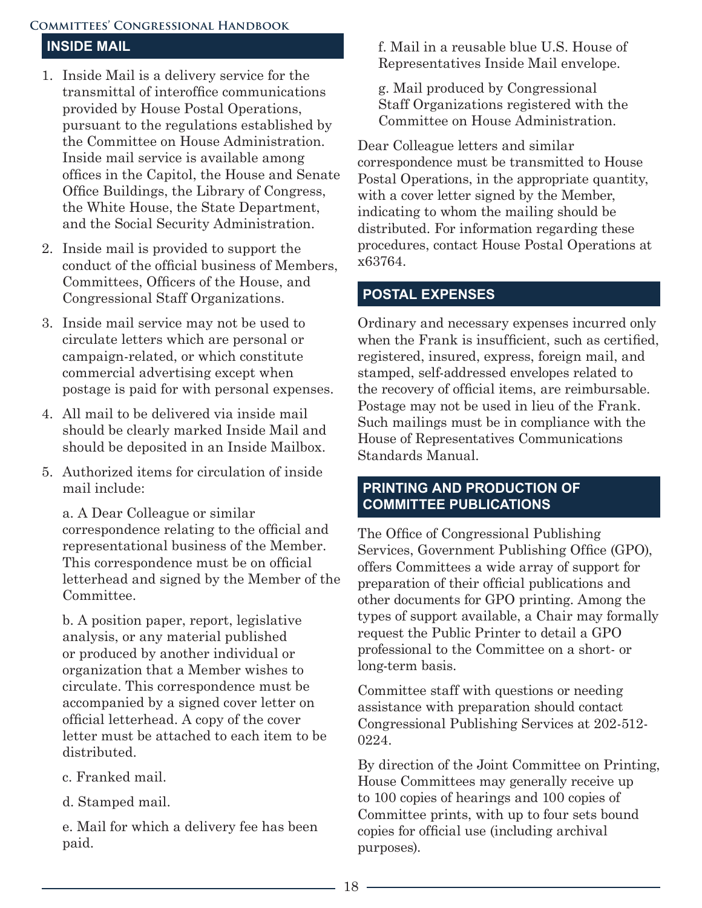## INSIDE MAIL

1. Inside Mail is a delivery service for the transmittal of interoffice communications provided by House Postal Operations, pursuant to the regulations established by the Committee on House Administration. Inside mail service is available among offices in the Capitol, the House and Senate Office Buildings, the Library of Congress, the White House, the State Department, and the Social Security Administration.

2. Inside mail is provided to support the conduct of the official business of Members, Committees, Officers of the House, and Congressional Staff Organizations.

3. Inside mail service may not be used to circulate letters which are personal or campaign-related, or which constitute commercial advertising except when postage is paid for with personal expenses.

4. All mail to be delivered via inside mail should be clearly marked Inside Mail and should be deposited in an Inside Mailbox.

5. Authorized items for circulation of inside mail include:

   a. A Dear Colleague or similar correspondence relating to the official and representational business of the Member. This correspondence must be on official letterhead and signed by the Member of the Committee.

   b. A position paper, report, legislative analysis, or any material published or produced by another individual or organization that a Member wishes to circulate. This correspondence must be accompanied by a signed cover letter on official letterhead. A copy of the cover letter must be attached to each item to be distributed.

   c. Franked mail.

   d. Stamped mail.

   e. Mail for which a delivery fee has been paid.

   f. Mail in a reusable blue U.S. House of Representatives Inside Mail envelope.

   g. Mail produced by Congressional Staff Organizations registered with the Committee on House Administration.

Dear Colleague letters and similar correspondence must be transmitted to House Postal Operations, in the appropriate quantity, with a cover letter signed by the Member, indicating to whom the mailing should be distributed. For information regarding these procedures, contact House Postal Operations at x63764.

## POSTAL EXPENSES

Ordinary and necessary expenses incurred only when the Frank is insufficient, such as certified, registered, insured, express, foreign mail, and stamped, self-addressed envelopes related to the recovery of official items, are reimbursable. Postage may not be used in lieu of the Frank. Such mailings must be in compliance with the House of Representatives Communications Standards Manual.

## PRINTING AND PRODUCTION OF COMMITTEE PUBLICATIONS

The Office of Congressional Publishing Services, Government Publishing Office (GPO), offers Committees a wide array of support for preparation of their official publications and other documents for GPO printing. Among the types of support available, a Chair may formally request the Public Printer to detail a GPO professional to the Committee on a short- or long-term basis.

Committee staff with questions or needing assistance with preparation should contact Congressional Publishing Services at 202-512-0224.

By direction of the Joint Committee on Printing, House Committees may generally receive up to 100 copies of hearings and 100 copies of Committee prints, with up to four sets bound copies for official use (including archival purposes).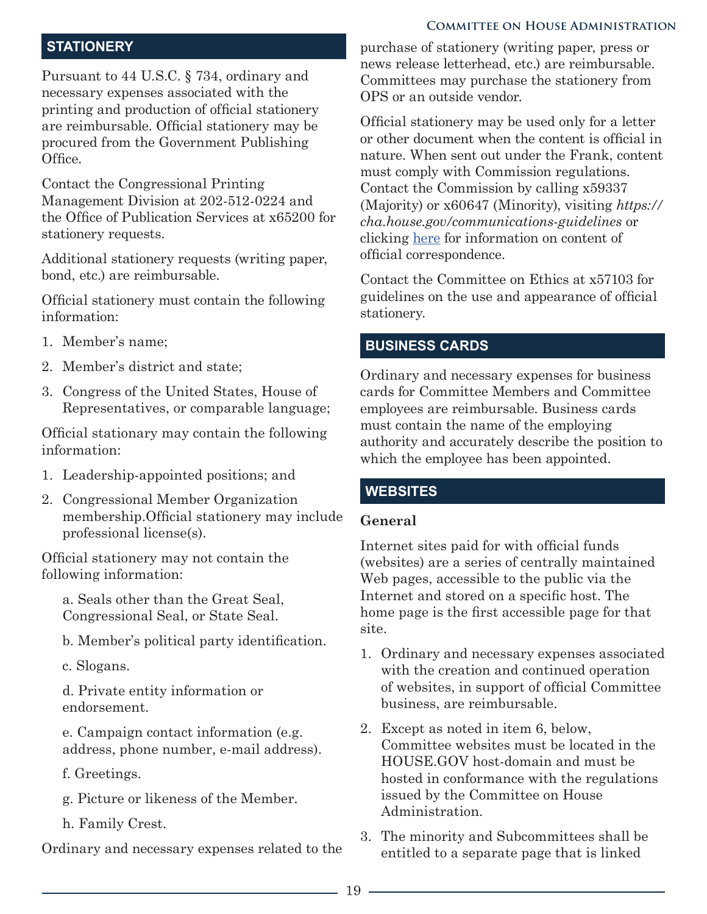## STATIONERY

Pursuant to 44 U.S.C. § 734, ordinary and necessary expenses associated with the printing and production of official stationery are reimbursable. Official stationery may be procured from the Government Publishing Office.

Contact the Congressional Printing Management Division at 202-512-0224 and the Office of Publication Services at x65200 for stationery requests.

Additional stationery requests (writing paper, bond, etc.) are reimbursable.

Official stationery must contain the following information:

1. Member's name;
2. Member's district and state;
3. Congress of the United States, House of Representatives, or comparable language;

Official stationary may contain the following information:

1. Leadership-appointed positions; and
2. Congressional Member Organization membership.Official stationery may include professional license(s).

Official stationery may not contain the following information:

a. Seals other than the Great Seal, Congressional Seal, or State Seal.

b. Member's political party identification.

c. Slogans.

d. Private entity information or endorsement.

e. Campaign contact information (e.g. address, phone number, e-mail address).

f. Greetings.

g. Picture or likeness of the Member.

h. Family Crest.

Ordinary and necessary expenses related to the purchase of stationery (writing paper, press or news release letterhead, etc.) are reimbursable. Committees may purchase the stationery from OPS or an outside vendor.

Official stationery may be used only for a letter or other document when the content is official in nature. When sent out under the Frank, content must comply with Commission regulations. Contact the Commission by calling x59337 (Majority) or x60647 (Minority), visiting *https://cha.house.gov/communications-guidelines* or clicking here for information on content of official correspondence.

Contact the Committee on Ethics at x57103 for guidelines on the use and appearance of official stationery.

## BUSINESS CARDS

Ordinary and necessary expenses for business cards for Committee Members and Committee employees are reimbursable. Business cards must contain the name of the employing authority and accurately describe the position to which the employee has been appointed.

## WEBSITES

### General

Internet sites paid for with official funds (websites) are a series of centrally maintained Web pages, accessible to the public via the Internet and stored on a specific host. The home page is the first accessible page for that site.

1. Ordinary and necessary expenses associated with the creation and continued operation of websites, in support of official Committee business, are reimbursable.
2. Except as noted in item 6, below, Committee websites must be located in the HOUSE.GOV host-domain and must be hosted in conformance with the regulations issued by the Committee on House Administration.
3. The minority and Subcommittees shall be entitled to a separate page that is linked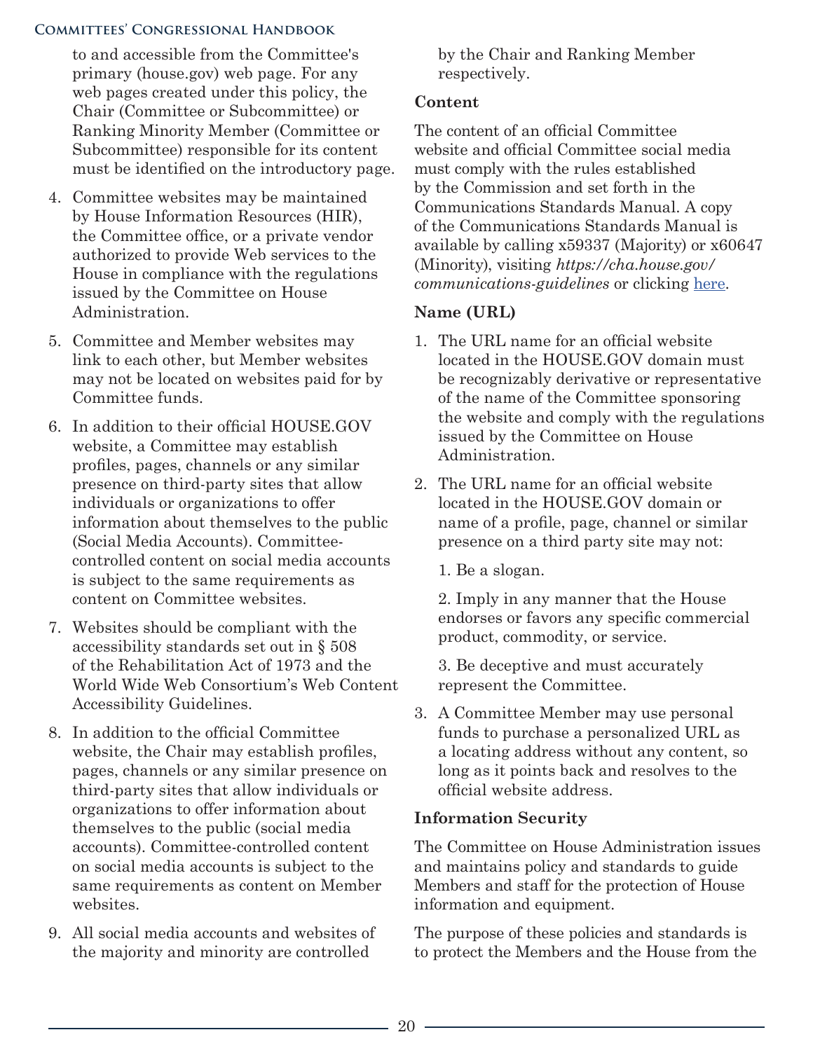to and accessible from the Committee's primary (house.gov) web page. For any web pages created under this policy, the Chair (Committee or Subcommittee) or Ranking Minority Member (Committee or Subcommittee) responsible for its content must be identified on the introductory page.

4. Committee websites may be maintained by House Information Resources (HIR), the Committee office, or a private vendor authorized to provide Web services to the House in compliance with the regulations issued by the Committee on House Administration.
5. Committee and Member websites may link to each other, but Member websites may not be located on websites paid for by Committee funds.
6. In addition to their official HOUSE.GOV website, a Committee may establish profiles, pages, channels or any similar presence on third-party sites that allow individuals or organizations to offer information about themselves to the public (Social Media Accounts). Committee-controlled content on social media accounts is subject to the same requirements as content on Committee websites.
7. Websites should be compliant with the accessibility standards set out in § 508 of the Rehabilitation Act of 1973 and the World Wide Web Consortium's Web Content Accessibility Guidelines.
8. In addition to the official Committee website, the Chair may establish profiles, pages, channels or any similar presence on third-party sites that allow individuals or organizations to offer information about themselves to the public (social media accounts). Committee-controlled content on social media accounts is subject to the same requirements as content on Member websites.
9. All social media accounts and websites of the majority and minority are controlled by the Chair and Ranking Member respectively.

**Content**

The content of an official Committee website and official Committee social media must comply with the rules established by the Commission and set forth in the Communications Standards Manual. A copy of the Communications Standards Manual is available by calling x59337 (Majority) or x60647 (Minority), visiting *https://cha.house.gov/communications-guidelines* or clicking here.

**Name (URL)**

1. The URL name for an official website located in the HOUSE.GOV domain must be recognizably derivative or representative of the name of the Committee sponsoring the website and comply with the regulations issued by the Committee on House Administration.
2. The URL name for an official website located in the HOUSE.GOV domain or name of a profile, page, channel or similar presence on a third party site may not:

   1. Be a slogan.

   2. Imply in any manner that the House endorses or favors any specific commercial product, commodity, or service.

   3. Be deceptive and must accurately represent the Committee.
3. A Committee Member may use personal funds to purchase a personalized URL as a locating address without any content, so long as it points back and resolves to the official website address.

**Information Security**

The Committee on House Administration issues and maintains policy and standards to guide Members and staff for the protection of House information and equipment.

The purpose of these policies and standards is to protect the Members and the House from the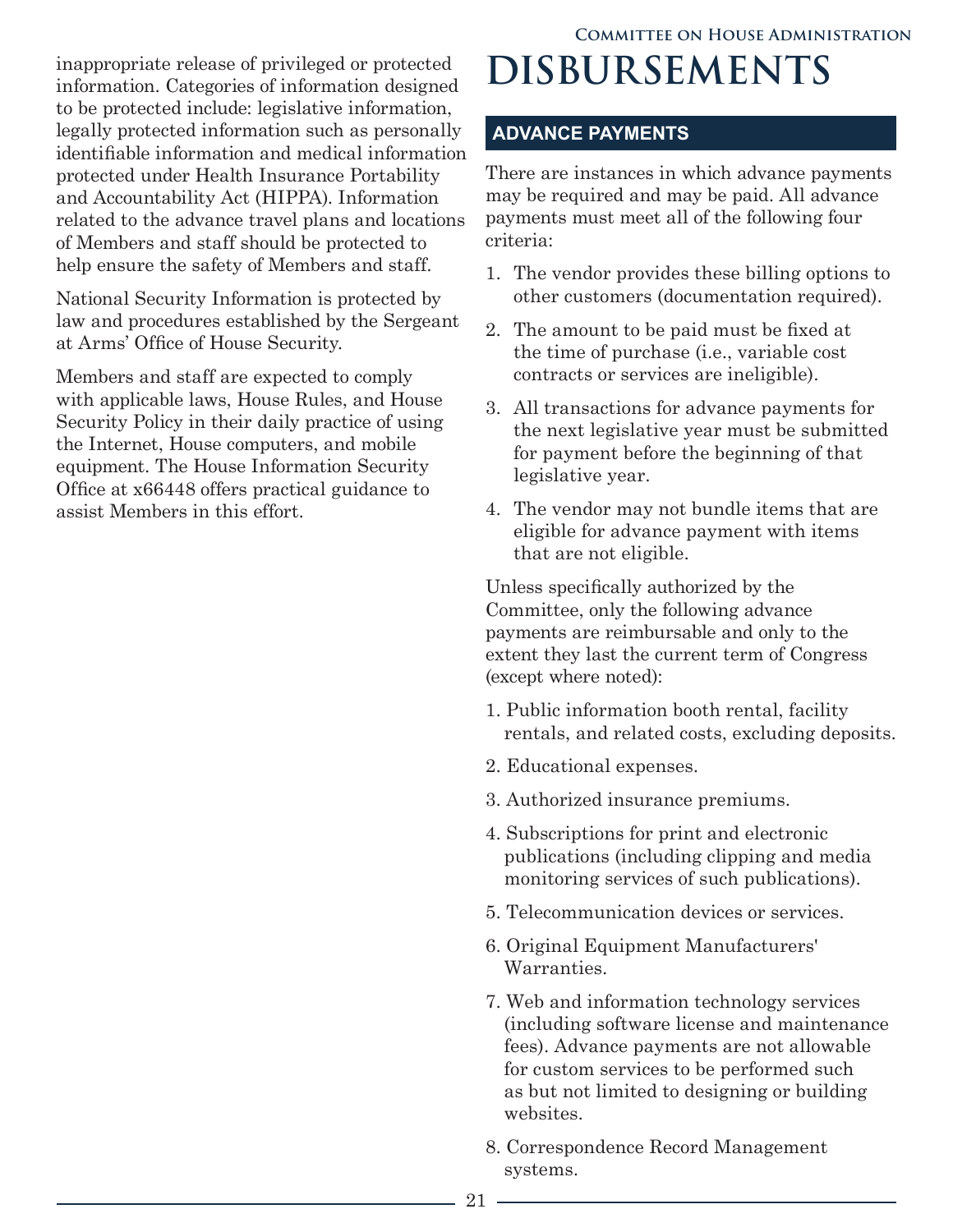inappropriate release of privileged or protected information. Categories of information designed to be protected include: legislative information, legally protected information such as personally identifiable information and medical information protected under Health Insurance Portability and Accountability Act (HIPPA). Information related to the advance travel plans and locations of Members and staff should be protected to help ensure the safety of Members and staff.

National Security Information is protected by law and procedures established by the Sergeant at Arms' Office of House Security.

Members and staff are expected to comply with applicable laws, House Rules, and House Security Policy in their daily practice of using the Internet, House computers, and mobile equipment. The House Information Security Office at x66448 offers practical guidance to assist Members in this effort.

# DISBURSEMENTS

## ADVANCE PAYMENTS

There are instances in which advance payments may be required and may be paid. All advance payments must meet all of the following four criteria:

1. The vendor provides these billing options to other customers (documentation required).
2. The amount to be paid must be fixed at the time of purchase (i.e., variable cost contracts or services are ineligible).
3. All transactions for advance payments for the next legislative year must be submitted for payment before the beginning of that legislative year.
4. The vendor may not bundle items that are eligible for advance payment with items that are not eligible.

Unless specifically authorized by the Committee, only the following advance payments are reimbursable and only to the extent they last the current term of Congress (except where noted):

1. Public information booth rental, facility rentals, and related costs, excluding deposits.
2. Educational expenses.
3. Authorized insurance premiums.
4. Subscriptions for print and electronic publications (including clipping and media monitoring services of such publications).
5. Telecommunication devices or services.
6. Original Equipment Manufacturers' Warranties.
7. Web and information technology services (including software license and maintenance fees). Advance payments are not allowable for custom services to be performed such as but not limited to designing or building websites.
8. Correspondence Record Management systems.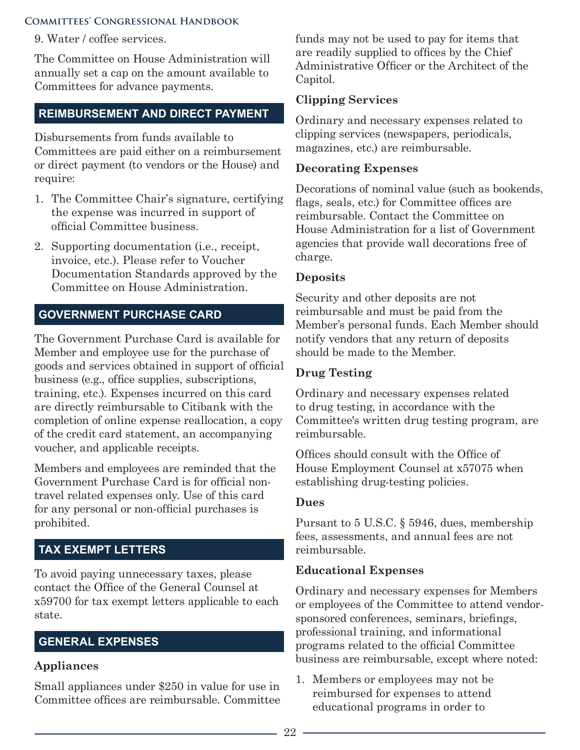9. Water / coffee services.

The Committee on House Administration will annually set a cap on the amount available to Committees for advance payments.

## REIMBURSEMENT AND DIRECT PAYMENT

Disbursements from funds available to Committees are paid either on a reimbursement or direct payment (to vendors or the House) and require:

1. The Committee Chair's signature, certifying the expense was incurred in support of official Committee business.
2. Supporting documentation (i.e., receipt, invoice, etc.). Please refer to Voucher Documentation Standards approved by the Committee on House Administration.

## GOVERNMENT PURCHASE CARD

The Government Purchase Card is available for Member and employee use for the purchase of goods and services obtained in support of official business (e.g., office supplies, subscriptions, training, etc.). Expenses incurred on this card are directly reimbursable to Citibank with the completion of online expense reallocation, a copy of the credit card statement, an accompanying voucher, and applicable receipts.

Members and employees are reminded that the Government Purchase Card is for official non-travel related expenses only. Use of this card for any personal or non-official purchases is prohibited.

## TAX EXEMPT LETTERS

To avoid paying unnecessary taxes, please contact the Office of the General Counsel at x59700 for tax exempt letters applicable to each state.

## GENERAL EXPENSES

### Appliances

Small appliances under $250 in value for use in Committee offices are reimbursable. Committee funds may not be used to pay for items that are readily supplied to offices by the Chief Administrative Officer or the Architect of the Capitol.

### Clipping Services

Ordinary and necessary expenses related to clipping services (newspapers, periodicals, magazines, etc.) are reimbursable.

### Decorating Expenses

Decorations of nominal value (such as bookends, flags, seals, etc.) for Committee offices are reimbursable. Contact the Committee on House Administration for a list of Government agencies that provide wall decorations free of charge.

### Deposits

Security and other deposits are not reimbursable and must be paid from the Member's personal funds. Each Member should notify vendors that any return of deposits should be made to the Member.

### Drug Testing

Ordinary and necessary expenses related to drug testing, in accordance with the Committee's written drug testing program, are reimbursable.

Offices should consult with the Office of House Employment Counsel at x57075 when establishing drug-testing policies.

### Dues

Pursant to 5 U.S.C. § 5946, dues, membership fees, assessments, and annual fees are not reimbursable.

### Educational Expenses

Ordinary and necessary expenses for Members or employees of the Committee to attend vendor-sponsored conferences, seminars, briefings, professional training, and informational programs related to the official Committee business are reimbursable, except where noted:

1. Members or employees may not be reimbursed for expenses to attend educational programs in order to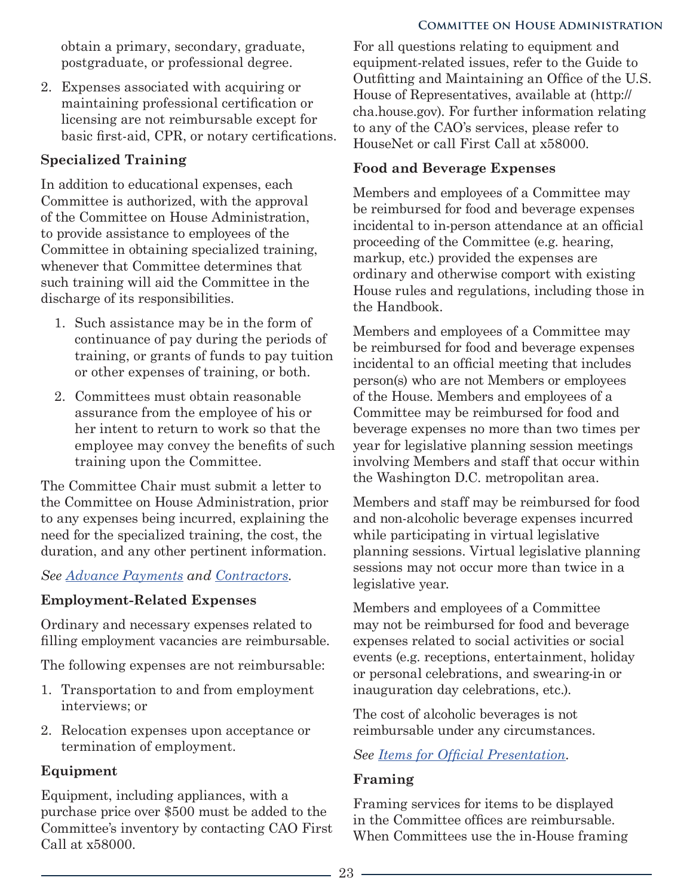obtain a primary, secondary, graduate, postgraduate, or professional degree.

2. Expenses associated with acquiring or maintaining professional certification or licensing are not reimbursable except for basic first-aid, CPR, or notary certifications.

**Specialized Training**

In addition to educational expenses, each Committee is authorized, with the approval of the Committee on House Administration, to provide assistance to employees of the Committee in obtaining specialized training, whenever that Committee determines that such training will aid the Committee in the discharge of its responsibilities.

1. Such assistance may be in the form of continuance of pay during the periods of training, or grants of funds to pay tuition or other expenses of training, or both.
2. Committees must obtain reasonable assurance from the employee of his or her intent to return to work so that the employee may convey the benefits of such training upon the Committee.

The Committee Chair must submit a letter to the Committee on House Administration, prior to any expenses being incurred, explaining the need for the specialized training, the cost, the duration, and any other pertinent information.

*See Advance Payments and Contractors.*

**Employment-Related Expenses**

Ordinary and necessary expenses related to filling employment vacancies are reimbursable.

The following expenses are not reimbursable:

1. Transportation to and from employment interviews; or
2. Relocation expenses upon acceptance or termination of employment.

**Equipment**

Equipment, including appliances, with a purchase price over $500 must be added to the Committee's inventory by contacting CAO First Call at x58000.

For all questions relating to equipment and equipment-related issues, refer to the Guide to Outfitting and Maintaining an Office of the U.S. House of Representatives, available at (http://cha.house.gov). For further information relating to any of the CAO's services, please refer to HouseNet or call First Call at x58000.

**Food and Beverage Expenses**

Members and employees of a Committee may be reimbursed for food and beverage expenses incidental to in-person attendance at an official proceeding of the Committee (e.g. hearing, markup, etc.) provided the expenses are ordinary and otherwise comport with existing House rules and regulations, including those in the Handbook.

Members and employees of a Committee may be reimbursed for food and beverage expenses incidental to an official meeting that includes person(s) who are not Members or employees of the House. Members and employees of a Committee may be reimbursed for food and beverage expenses no more than two times per year for legislative planning session meetings involving Members and staff that occur within the Washington D.C. metropolitan area.

Members and staff may be reimbursed for food and non-alcoholic beverage expenses incurred while participating in virtual legislative planning sessions. Virtual legislative planning sessions may not occur more than twice in a legislative year.

Members and employees of a Committee may not be reimbursed for food and beverage expenses related to social activities or social events (e.g. receptions, entertainment, holiday or personal celebrations, and swearing-in or inauguration day celebrations, etc.).

The cost of alcoholic beverages is not reimbursable under any circumstances.

*See Items for Official Presentation.*

**Framing**

Framing services for items to be displayed in the Committee offices are reimbursable. When Committees use the in-House framing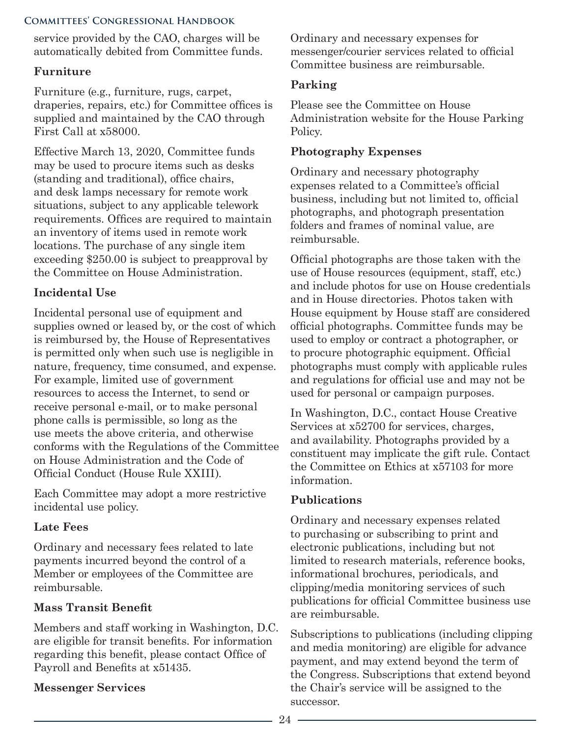service provided by the CAO, charges will be automatically debited from Committee funds.

### Furniture

Furniture (e.g., furniture, rugs, carpet, draperies, repairs, etc.) for Committee offices is supplied and maintained by the CAO through First Call at x58000.

Effective March 13, 2020, Committee funds may be used to procure items such as desks (standing and traditional), office chairs, and desk lamps necessary for remote work situations, subject to any applicable telework requirements. Offices are required to maintain an inventory of items used in remote work locations. The purchase of any single item exceeding $250.00 is subject to preapproval by the Committee on House Administration.

### Incidental Use

Incidental personal use of equipment and supplies owned or leased by, or the cost of which is reimbursed by, the House of Representatives is permitted only when such use is negligible in nature, frequency, time consumed, and expense. For example, limited use of government resources to access the Internet, to send or receive personal e-mail, or to make personal phone calls is permissible, so long as the use meets the above criteria, and otherwise conforms with the Regulations of the Committee on House Administration and the Code of Official Conduct (House Rule XXIII).

Each Committee may adopt a more restrictive incidental use policy.

### Late Fees

Ordinary and necessary fees related to late payments incurred beyond the control of a Member or employees of the Committee are reimbursable.

### Mass Transit Benefit

Members and staff working in Washington, D.C. are eligible for transit benefits. For information regarding this benefit, please contact Office of Payroll and Benefits at x51435.

### Messenger Services

Ordinary and necessary expenses for messenger/courier services related to official Committee business are reimbursable.

### Parking

Please see the Committee on House Administration website for the House Parking Policy.

### Photography Expenses

Ordinary and necessary photography expenses related to a Committee's official business, including but not limited to, official photographs, and photograph presentation folders and frames of nominal value, are reimbursable.

Official photographs are those taken with the use of House resources (equipment, staff, etc.) and include photos for use on House credentials and in House directories. Photos taken with House equipment by House staff are considered official photographs. Committee funds may be used to employ or contract a photographer, or to procure photographic equipment. Official photographs must comply with applicable rules and regulations for official use and may not be used for personal or campaign purposes.

In Washington, D.C., contact House Creative Services at x52700 for services, charges, and availability. Photographs provided by a constituent may implicate the gift rule. Contact the Committee on Ethics at x57103 for more information.

### Publications

Ordinary and necessary expenses related to purchasing or subscribing to print and electronic publications, including but not limited to research materials, reference books, informational brochures, periodicals, and clipping/media monitoring services of such publications for official Committee business use are reimbursable.

Subscriptions to publications (including clipping and media monitoring) are eligible for advance payment, and may extend beyond the term of the Congress. Subscriptions that extend beyond the Chair's service will be assigned to the successor.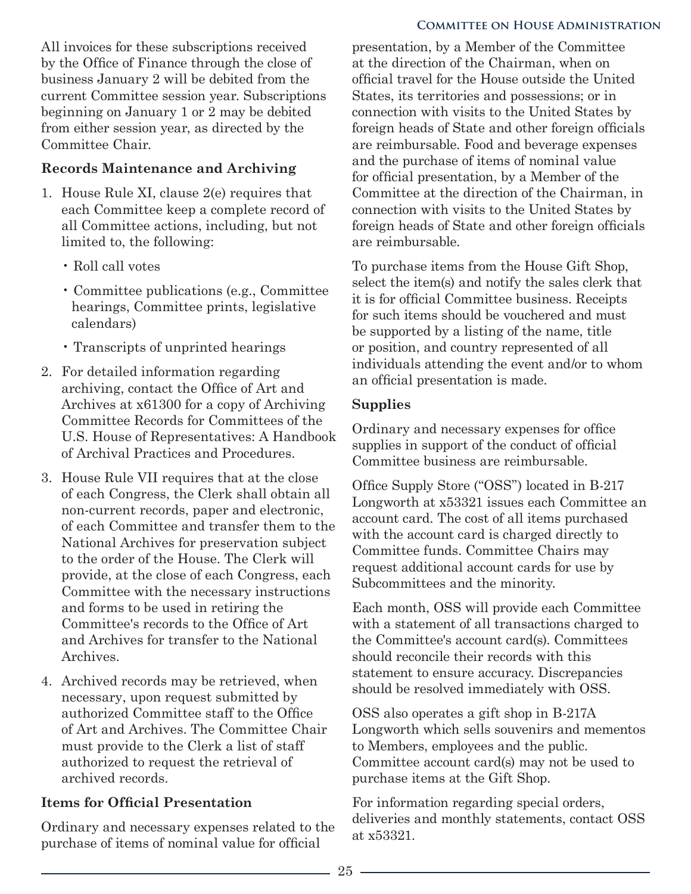All invoices for these subscriptions received by the Office of Finance through the close of business January 2 will be debited from the current Committee session year. Subscriptions beginning on January 1 or 2 may be debited from either session year, as directed by the Committee Chair.

**Records Maintenance and Archiving**

1. House Rule XI, clause 2(e) requires that each Committee keep a complete record of all Committee actions, including, but not limited to, the following:
   - Roll call votes
   - Committee publications (e.g., Committee hearings, Committee prints, legislative calendars)
   - Transcripts of unprinted hearings
2. For detailed information regarding archiving, contact the Office of Art and Archives at x61300 for a copy of Archiving Committee Records for Committees of the U.S. House of Representatives: A Handbook of Archival Practices and Procedures.
3. House Rule VII requires that at the close of each Congress, the Clerk shall obtain all non-current records, paper and electronic, of each Committee and transfer them to the National Archives for preservation subject to the order of the House. The Clerk will provide, at the close of each Congress, each Committee with the necessary instructions and forms to be used in retiring the Committee's records to the Office of Art and Archives for transfer to the National Archives.
4. Archived records may be retrieved, when necessary, upon request submitted by authorized Committee staff to the Office of Art and Archives. The Committee Chair must provide to the Clerk a list of staff authorized to request the retrieval of archived records.

**Items for Official Presentation**

Ordinary and necessary expenses related to the purchase of items of nominal value for official presentation, by a Member of the Committee at the direction of the Chairman, when on official travel for the House outside the United States, its territories and possessions; or in connection with visits to the United States by foreign heads of State and other foreign officials are reimbursable. Food and beverage expenses and the purchase of items of nominal value for official presentation, by a Member of the Committee at the direction of the Chairman, in connection with visits to the United States by foreign heads of State and other foreign officials are reimbursable.

To purchase items from the House Gift Shop, select the item(s) and notify the sales clerk that it is for official Committee business. Receipts for such items should be vouchered and must be supported by a listing of the name, title or position, and country represented of all individuals attending the event and/or to whom an official presentation is made.

**Supplies**

Ordinary and necessary expenses for office supplies in support of the conduct of official Committee business are reimbursable.

Office Supply Store ("OSS") located in B-217 Longworth at x53321 issues each Committee an account card. The cost of all items purchased with the account card is charged directly to Committee funds. Committee Chairs may request additional account cards for use by Subcommittees and the minority.

Each month, OSS will provide each Committee with a statement of all transactions charged to the Committee's account card(s). Committees should reconcile their records with this statement to ensure accuracy. Discrepancies should be resolved immediately with OSS.

OSS also operates a gift shop in B-217A Longworth which sells souvenirs and mementos to Members, employees and the public. Committee account card(s) may not be used to purchase items at the Gift Shop.

For information regarding special orders, deliveries and monthly statements, contact OSS at x53321.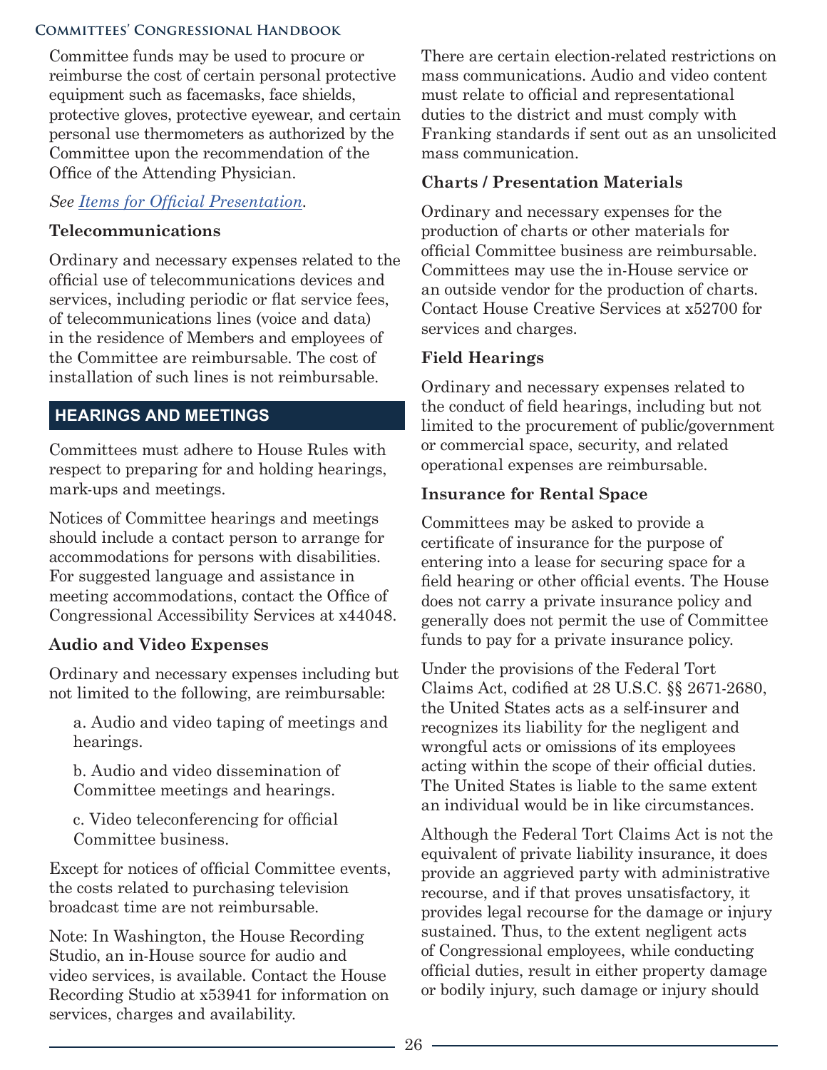Committee funds may be used to procure or reimburse the cost of certain personal protective equipment such as facemasks, face shields, protective gloves, protective eyewear, and certain personal use thermometers as authorized by the Committee upon the recommendation of the Office of the Attending Physician.

*See Items for Official Presentation.*

### Telecommunications

Ordinary and necessary expenses related to the official use of telecommunications devices and services, including periodic or flat service fees, of telecommunications lines (voice and data) in the residence of Members and employees of the Committee are reimbursable. The cost of installation of such lines is not reimbursable.

## HEARINGS AND MEETINGS

Committees must adhere to House Rules with respect to preparing for and holding hearings, mark-ups and meetings.

Notices of Committee hearings and meetings should include a contact person to arrange for accommodations for persons with disabilities. For suggested language and assistance in meeting accommodations, contact the Office of Congressional Accessibility Services at x44048.

### Audio and Video Expenses

Ordinary and necessary expenses including but not limited to the following, are reimbursable:

a. Audio and video taping of meetings and hearings.

b. Audio and video dissemination of Committee meetings and hearings.

c. Video teleconferencing for official Committee business.

Except for notices of official Committee events, the costs related to purchasing television broadcast time are not reimbursable.

Note: In Washington, the House Recording Studio, an in-House source for audio and video services, is available. Contact the House Recording Studio at x53941 for information on services, charges and availability.

There are certain election-related restrictions on mass communications. Audio and video content must relate to official and representational duties to the district and must comply with Franking standards if sent out as an unsolicited mass communication.

### Charts / Presentation Materials

Ordinary and necessary expenses for the production of charts or other materials for official Committee business are reimbursable. Committees may use the in-House service or an outside vendor for the production of charts. Contact House Creative Services at x52700 for services and charges.

### Field Hearings

Ordinary and necessary expenses related to the conduct of field hearings, including but not limited to the procurement of public/government or commercial space, security, and related operational expenses are reimbursable.

### Insurance for Rental Space

Committees may be asked to provide a certificate of insurance for the purpose of entering into a lease for securing space for a field hearing or other official events. The House does not carry a private insurance policy and generally does not permit the use of Committee funds to pay for a private insurance policy.

Under the provisions of the Federal Tort Claims Act, codified at 28 U.S.C. §§ 2671-2680, the United States acts as a self-insurer and recognizes its liability for the negligent and wrongful acts or omissions of its employees acting within the scope of their official duties. The United States is liable to the same extent an individual would be in like circumstances.

Although the Federal Tort Claims Act is not the equivalent of private liability insurance, it does provide an aggrieved party with administrative recourse, and if that proves unsatisfactory, it provides legal recourse for the damage or injury sustained. Thus, to the extent negligent acts of Congressional employees, while conducting official duties, result in either property damage or bodily injury, such damage or injury should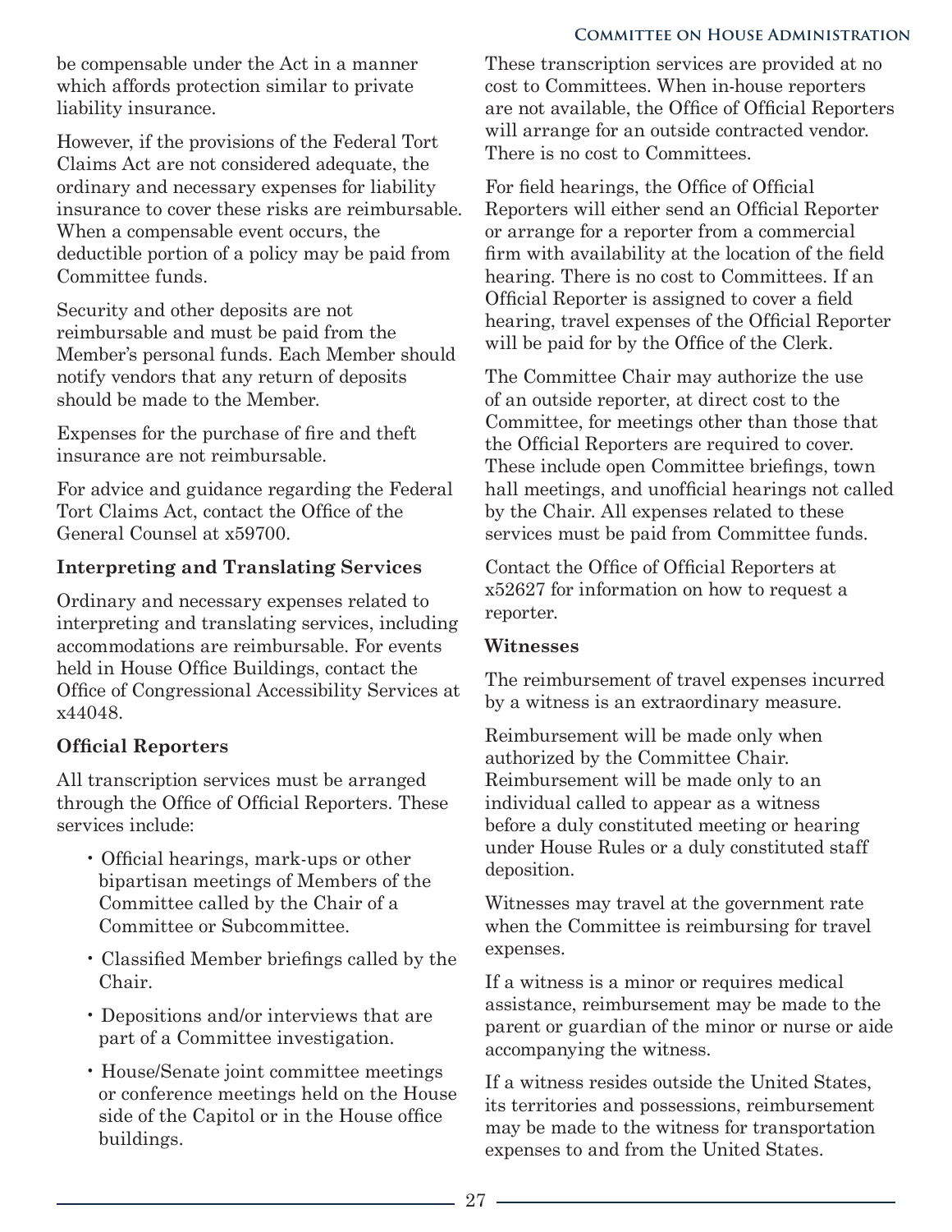be compensable under the Act in a manner which affords protection similar to private liability insurance.

However, if the provisions of the Federal Tort Claims Act are not considered adequate, the ordinary and necessary expenses for liability insurance to cover these risks are reimbursable. When a compensable event occurs, the deductible portion of a policy may be paid from Committee funds.

Security and other deposits are not reimbursable and must be paid from the Member's personal funds. Each Member should notify vendors that any return of deposits should be made to the Member.

Expenses for the purchase of fire and theft insurance are not reimbursable.

For advice and guidance regarding the Federal Tort Claims Act, contact the Office of the General Counsel at x59700.

**Interpreting and Translating Services**

Ordinary and necessary expenses related to interpreting and translating services, including accommodations are reimbursable. For events held in House Office Buildings, contact the Office of Congressional Accessibility Services at x44048.

**Official Reporters**

All transcription services must be arranged through the Office of Official Reporters. These services include:

- Official hearings, mark-ups or other bipartisan meetings of Members of the Committee called by the Chair of a Committee or Subcommittee.
- Classified Member briefings called by the Chair.
- Depositions and/or interviews that are part of a Committee investigation.
- House/Senate joint committee meetings or conference meetings held on the House side of the Capitol or in the House office buildings.

These transcription services are provided at no cost to Committees. When in-house reporters are not available, the Office of Official Reporters will arrange for an outside contracted vendor. There is no cost to Committees.

For field hearings, the Office of Official Reporters will either send an Official Reporter or arrange for a reporter from a commercial firm with availability at the location of the field hearing. There is no cost to Committees. If an Official Reporter is assigned to cover a field hearing, travel expenses of the Official Reporter will be paid for by the Office of the Clerk.

The Committee Chair may authorize the use of an outside reporter, at direct cost to the Committee, for meetings other than those that the Official Reporters are required to cover. These include open Committee briefings, town hall meetings, and unofficial hearings not called by the Chair. All expenses related to these services must be paid from Committee funds.

Contact the Office of Official Reporters at x52627 for information on how to request a reporter.

**Witnesses**

The reimbursement of travel expenses incurred by a witness is an extraordinary measure.

Reimbursement will be made only when authorized by the Committee Chair. Reimbursement will be made only to an individual called to appear as a witness before a duly constituted meeting or hearing under House Rules or a duly constituted staff deposition.

Witnesses may travel at the government rate when the Committee is reimbursing for travel expenses.

If a witness is a minor or requires medical assistance, reimbursement may be made to the parent or guardian of the minor or nurse or aide accompanying the witness.

If a witness resides outside the United States, its territories and possessions, reimbursement may be made to the witness for transportation expenses to and from the United States.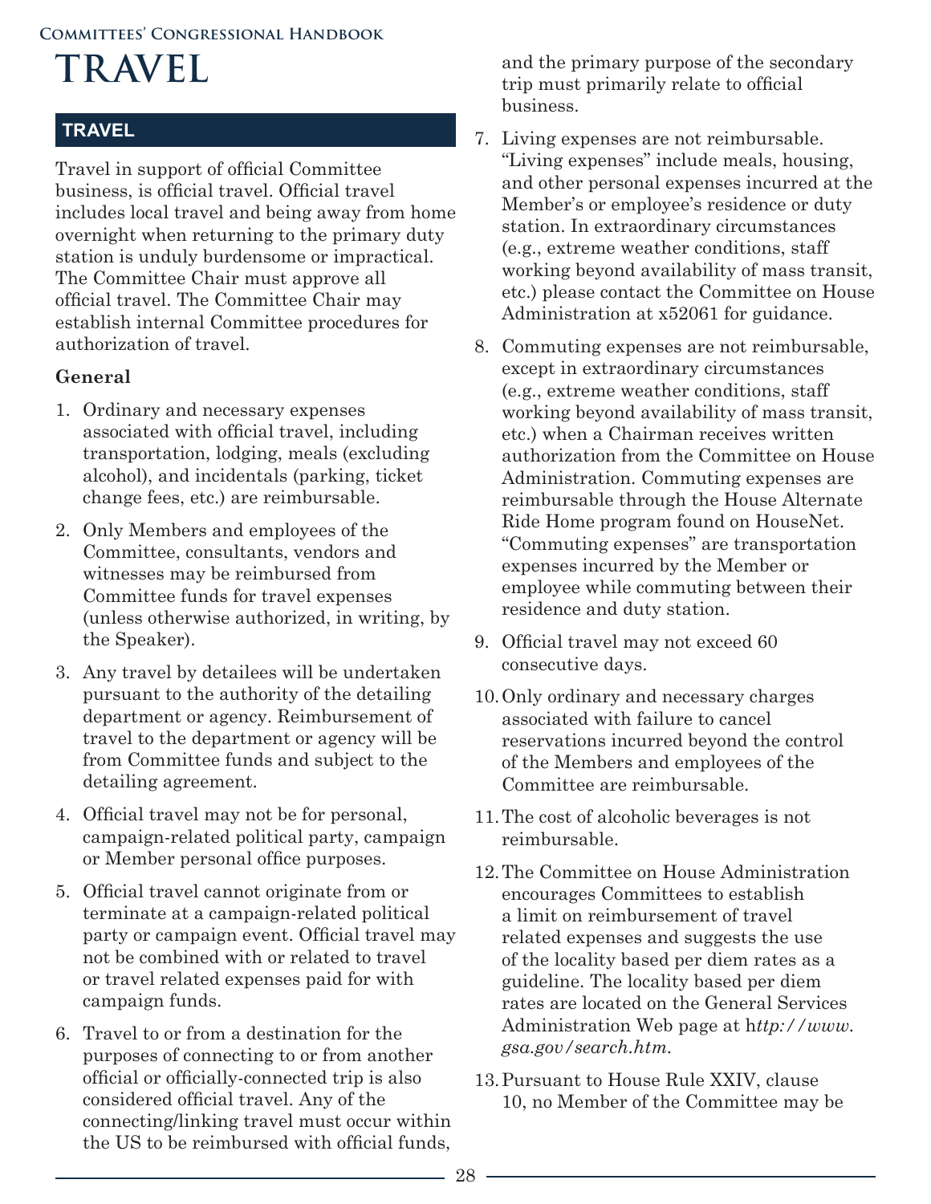# TRAVEL

## TRAVEL

Travel in support of official Committee business, is official travel. Official travel includes local travel and being away from home overnight when returning to the primary duty station is unduly burdensome or impractical. The Committee Chair must approve all official travel. The Committee Chair may establish internal Committee procedures for authorization of travel.

### General

1. Ordinary and necessary expenses associated with official travel, including transportation, lodging, meals (excluding alcohol), and incidentals (parking, ticket change fees, etc.) are reimbursable.
2. Only Members and employees of the Committee, consultants, vendors and witnesses may be reimbursed from Committee funds for travel expenses (unless otherwise authorized, in writing, by the Speaker).
3. Any travel by detailees will be undertaken pursuant to the authority of the detailing department or agency. Reimbursement of travel to the department or agency will be from Committee funds and subject to the detailing agreement.
4. Official travel may not be for personal, campaign-related political party, campaign or Member personal office purposes.
5. Official travel cannot originate from or terminate at a campaign-related political party or campaign event. Official travel may not be combined with or related to travel or travel related expenses paid for with campaign funds.
6. Travel to or from a destination for the purposes of connecting to or from another official or officially-connected trip is also considered official travel. Any of the connecting/linking travel must occur within the US to be reimbursed with official funds, and the primary purpose of the secondary trip must primarily relate to official business.
7. Living expenses are not reimbursable. "Living expenses" include meals, housing, and other personal expenses incurred at the Member's or employee's residence or duty station. In extraordinary circumstances (e.g., extreme weather conditions, staff working beyond availability of mass transit, etc.) please contact the Committee on House Administration at x52061 for guidance.
8. Commuting expenses are not reimbursable, except in extraordinary circumstances (e.g., extreme weather conditions, staff working beyond availability of mass transit, etc.) when a Chairman receives written authorization from the Committee on House Administration. Commuting expenses are reimbursable through the House Alternate Ride Home program found on HouseNet. "Commuting expenses" are transportation expenses incurred by the Member or employee while commuting between their residence and duty station.
9. Official travel may not exceed 60 consecutive days.
10. Only ordinary and necessary charges associated with failure to cancel reservations incurred beyond the control of the Members and employees of the Committee are reimbursable.
11. The cost of alcoholic beverages is not reimbursable.
12. The Committee on House Administration encourages Committees to establish a limit on reimbursement of travel related expenses and suggests the use of the locality based per diem rates as a guideline. The locality based per diem rates are located on the General Services Administration Web page at h*ttp://www.gsa.gov/search.htm*.
13. Pursuant to House Rule XXIV, clause 10, no Member of the Committee may be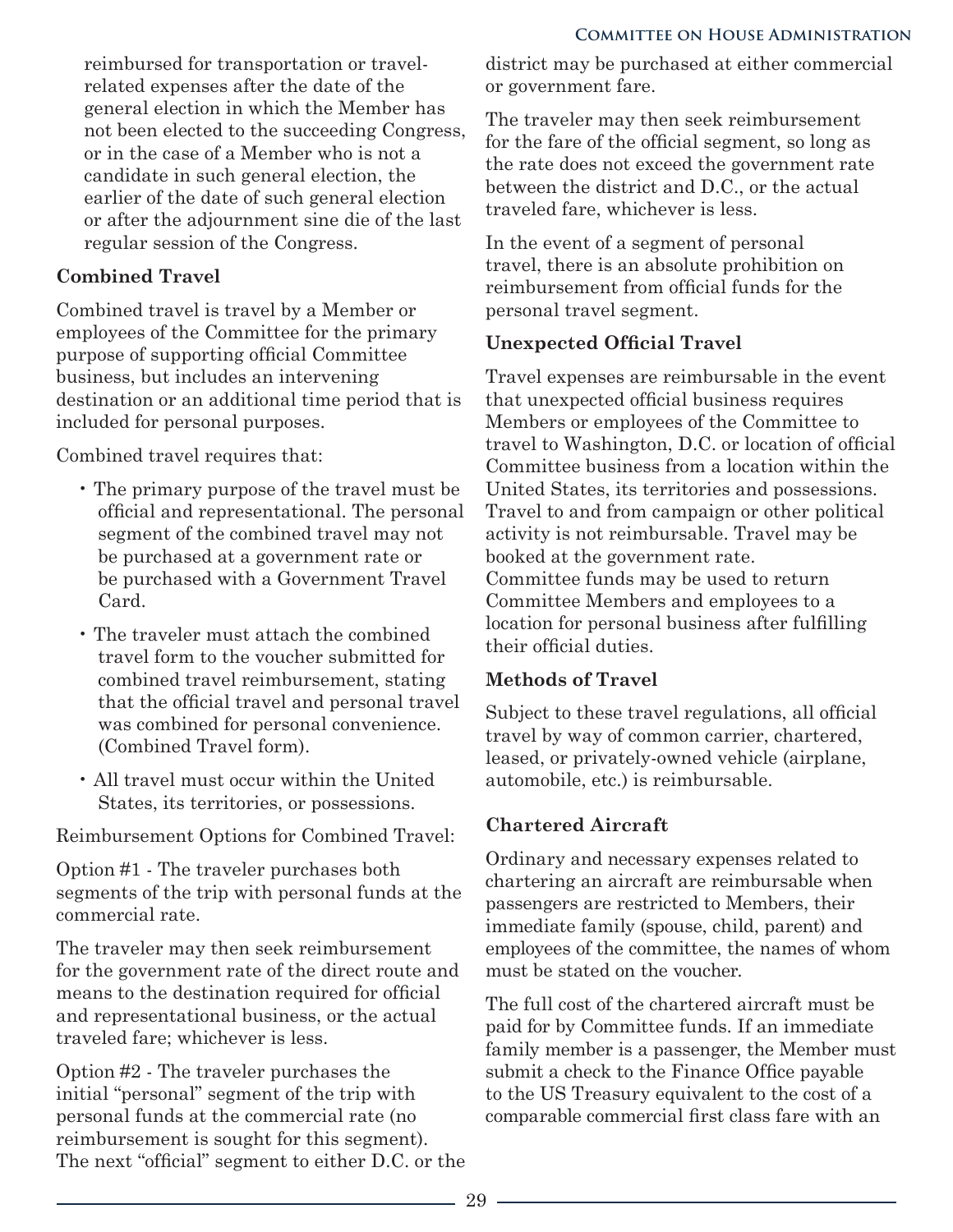reimbursed for transportation or travel-related expenses after the date of the general election in which the Member has not been elected to the succeeding Congress, or in the case of a Member who is not a candidate in such general election, the earlier of the date of such general election or after the adjournment sine die of the last regular session of the Congress.

**Combined Travel**

Combined travel is travel by a Member or employees of the Committee for the primary purpose of supporting official Committee business, but includes an intervening destination or an additional time period that is included for personal purposes.

Combined travel requires that:

- The primary purpose of the travel must be official and representational. The personal segment of the combined travel may not be purchased at a government rate or be purchased with a Government Travel Card.
- The traveler must attach the combined travel form to the voucher submitted for combined travel reimbursement, stating that the official travel and personal travel was combined for personal convenience. (Combined Travel form).
- All travel must occur within the United States, its territories, or possessions.

Reimbursement Options for Combined Travel:

Option #1 - The traveler purchases both segments of the trip with personal funds at the commercial rate.

The traveler may then seek reimbursement for the government rate of the direct route and means to the destination required for official and representational business, or the actual traveled fare; whichever is less.

Option #2 - The traveler purchases the initial "personal" segment of the trip with personal funds at the commercial rate (no reimbursement is sought for this segment). The next "official" segment to either D.C. or the district may be purchased at either commercial or government fare.

The traveler may then seek reimbursement for the fare of the official segment, so long as the rate does not exceed the government rate between the district and D.C., or the actual traveled fare, whichever is less.

In the event of a segment of personal travel, there is an absolute prohibition on reimbursement from official funds for the personal travel segment.

**Unexpected Official Travel**

Travel expenses are reimbursable in the event that unexpected official business requires Members or employees of the Committee to travel to Washington, D.C. or location of official Committee business from a location within the United States, its territories and possessions. Travel to and from campaign or other political activity is not reimbursable. Travel may be booked at the government rate. Committee funds may be used to return Committee Members and employees to a location for personal business after fulfilling their official duties.

**Methods of Travel**

Subject to these travel regulations, all official travel by way of common carrier, chartered, leased, or privately-owned vehicle (airplane, automobile, etc.) is reimbursable.

**Chartered Aircraft**

Ordinary and necessary expenses related to chartering an aircraft are reimbursable when passengers are restricted to Members, their immediate family (spouse, child, parent) and employees of the committee, the names of whom must be stated on the voucher.

The full cost of the chartered aircraft must be paid for by Committee funds. If an immediate family member is a passenger, the Member must submit a check to the Finance Office payable to the US Treasury equivalent to the cost of a comparable commercial first class fare with an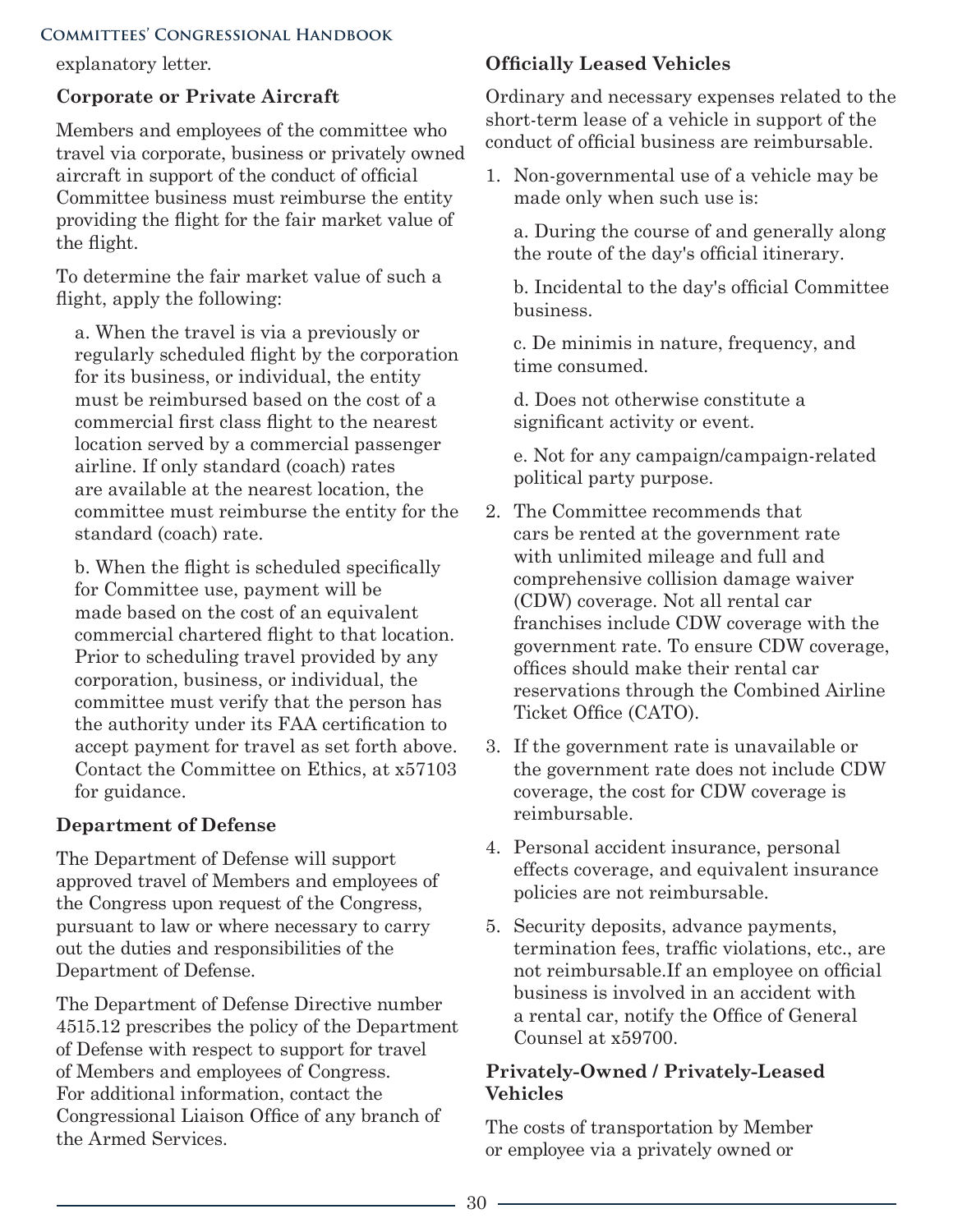explanatory letter.

**Corporate or Private Aircraft**

Members and employees of the committee who travel via corporate, business or privately owned aircraft in support of the conduct of official Committee business must reimburse the entity providing the flight for the fair market value of the flight.

To determine the fair market value of such a flight, apply the following:

a. When the travel is via a previously or regularly scheduled flight by the corporation for its business, or individual, the entity must be reimbursed based on the cost of a commercial first class flight to the nearest location served by a commercial passenger airline. If only standard (coach) rates are available at the nearest location, the committee must reimburse the entity for the standard (coach) rate.

b. When the flight is scheduled specifically for Committee use, payment will be made based on the cost of an equivalent commercial chartered flight to that location. Prior to scheduling travel provided by any corporation, business, or individual, the committee must verify that the person has the authority under its FAA certification to accept payment for travel as set forth above. Contact the Committee on Ethics, at x57103 for guidance.

**Department of Defense**

The Department of Defense will support approved travel of Members and employees of the Congress upon request of the Congress, pursuant to law or where necessary to carry out the duties and responsibilities of the Department of Defense.

The Department of Defense Directive number 4515.12 prescribes the policy of the Department of Defense with respect to support for travel of Members and employees of Congress. For additional information, contact the Congressional Liaison Office of any branch of the Armed Services.

**Officially Leased Vehicles**

Ordinary and necessary expenses related to the short-term lease of a vehicle in support of the conduct of official business are reimbursable.

1. Non-governmental use of a vehicle may be made only when such use is:

   a. During the course of and generally along the route of the day's official itinerary.

   b. Incidental to the day's official Committee business.

   c. De minimis in nature, frequency, and time consumed.

   d. Does not otherwise constitute a significant activity or event.

   e. Not for any campaign/campaign-related political party purpose.

2. The Committee recommends that cars be rented at the government rate with unlimited mileage and full and comprehensive collision damage waiver (CDW) coverage. Not all rental car franchises include CDW coverage with the government rate. To ensure CDW coverage, offices should make their rental car reservations through the Combined Airline Ticket Office (CATO).

3. If the government rate is unavailable or the government rate does not include CDW coverage, the cost for CDW coverage is reimbursable.

4. Personal accident insurance, personal effects coverage, and equivalent insurance policies are not reimbursable.

5. Security deposits, advance payments, termination fees, traffic violations, etc., are not reimbursable.If an employee on official business is involved in an accident with a rental car, notify the Office of General Counsel at x59700.

**Privately-Owned / Privately-Leased Vehicles**

The costs of transportation by Member or employee via a privately owned or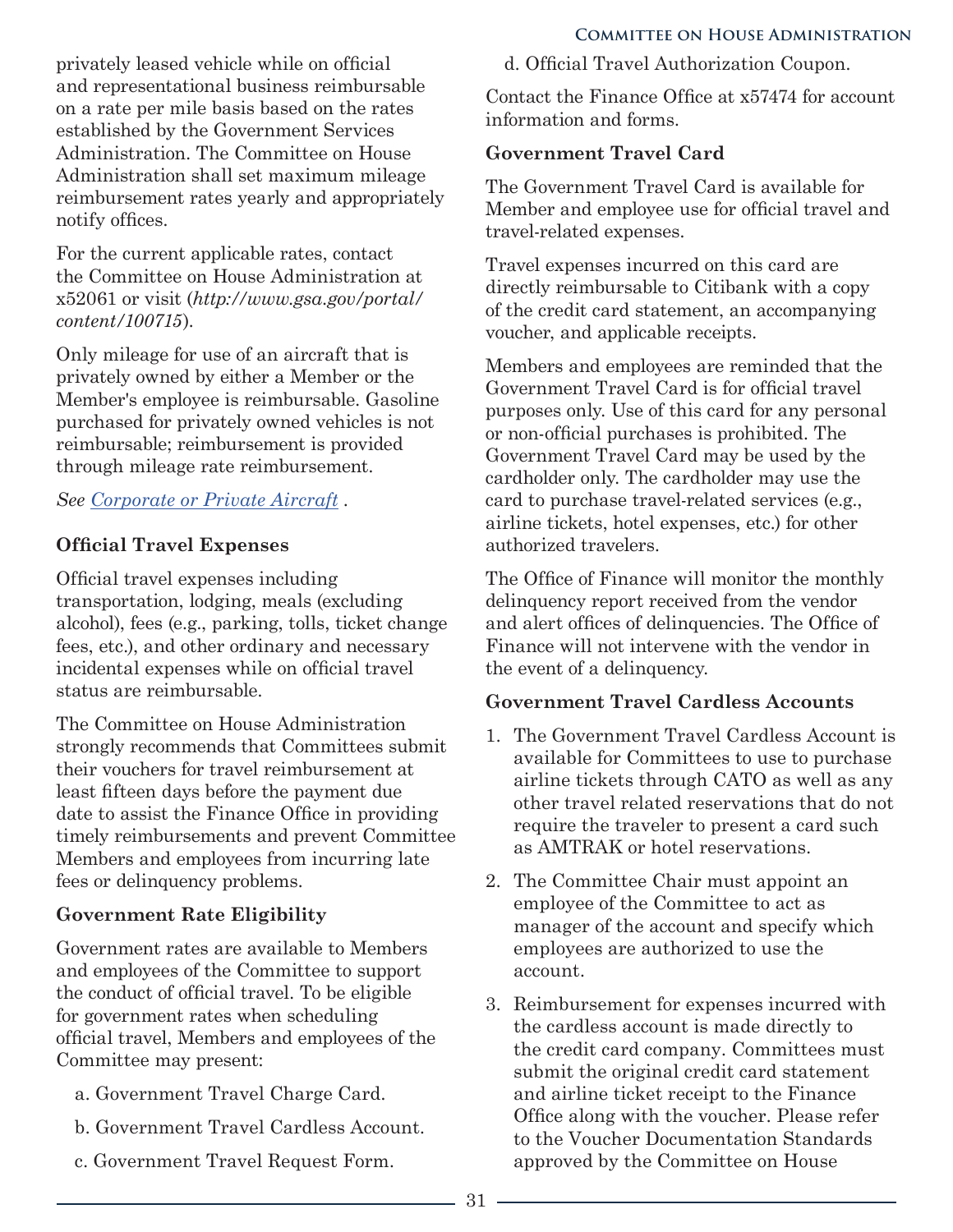privately leased vehicle while on official and representational business reimbursable on a rate per mile basis based on the rates established by the Government Services Administration. The Committee on House Administration shall set maximum mileage reimbursement rates yearly and appropriately notify offices.

For the current applicable rates, contact the Committee on House Administration at x52061 or visit (*http://www.gsa.gov/portal/content/100715*).

Only mileage for use of an aircraft that is privately owned by either a Member or the Member's employee is reimbursable. Gasoline purchased for privately owned vehicles is not reimbursable; reimbursement is provided through mileage rate reimbursement.

*See* [Corporate or Private Aircraft](#) .

### Official Travel Expenses

Official travel expenses including transportation, lodging, meals (excluding alcohol), fees (e.g., parking, tolls, ticket change fees, etc.), and other ordinary and necessary incidental expenses while on official travel status are reimbursable.

The Committee on House Administration strongly recommends that Committees submit their vouchers for travel reimbursement at least fifteen days before the payment due date to assist the Finance Office in providing timely reimbursements and prevent Committee Members and employees from incurring late fees or delinquency problems.

### Government Rate Eligibility

Government rates are available to Members and employees of the Committee to support the conduct of official travel. To be eligible for government rates when scheduling official travel, Members and employees of the Committee may present:

a. Government Travel Charge Card.

b. Government Travel Cardless Account.

c. Government Travel Request Form.

d. Official Travel Authorization Coupon.

Contact the Finance Office at x57474 for account information and forms.

### Government Travel Card

The Government Travel Card is available for Member and employee use for official travel and travel-related expenses.

Travel expenses incurred on this card are directly reimbursable to Citibank with a copy of the credit card statement, an accompanying voucher, and applicable receipts.

Members and employees are reminded that the Government Travel Card is for official travel purposes only. Use of this card for any personal or non-official purchases is prohibited. The Government Travel Card may be used by the cardholder only. The cardholder may use the card to purchase travel-related services (e.g., airline tickets, hotel expenses, etc.) for other authorized travelers.

The Office of Finance will monitor the monthly delinquency report received from the vendor and alert offices of delinquencies. The Office of Finance will not intervene with the vendor in the event of a delinquency.

### Government Travel Cardless Accounts

1. The Government Travel Cardless Account is available for Committees to use to purchase airline tickets through CATO as well as any other travel related reservations that do not require the traveler to present a card such as AMTRAK or hotel reservations.
2. The Committee Chair must appoint an employee of the Committee to act as manager of the account and specify which employees are authorized to use the account.
3. Reimbursement for expenses incurred with the cardless account is made directly to the credit card company. Committees must submit the original credit card statement and airline ticket receipt to the Finance Office along with the voucher. Please refer to the Voucher Documentation Standards approved by the Committee on House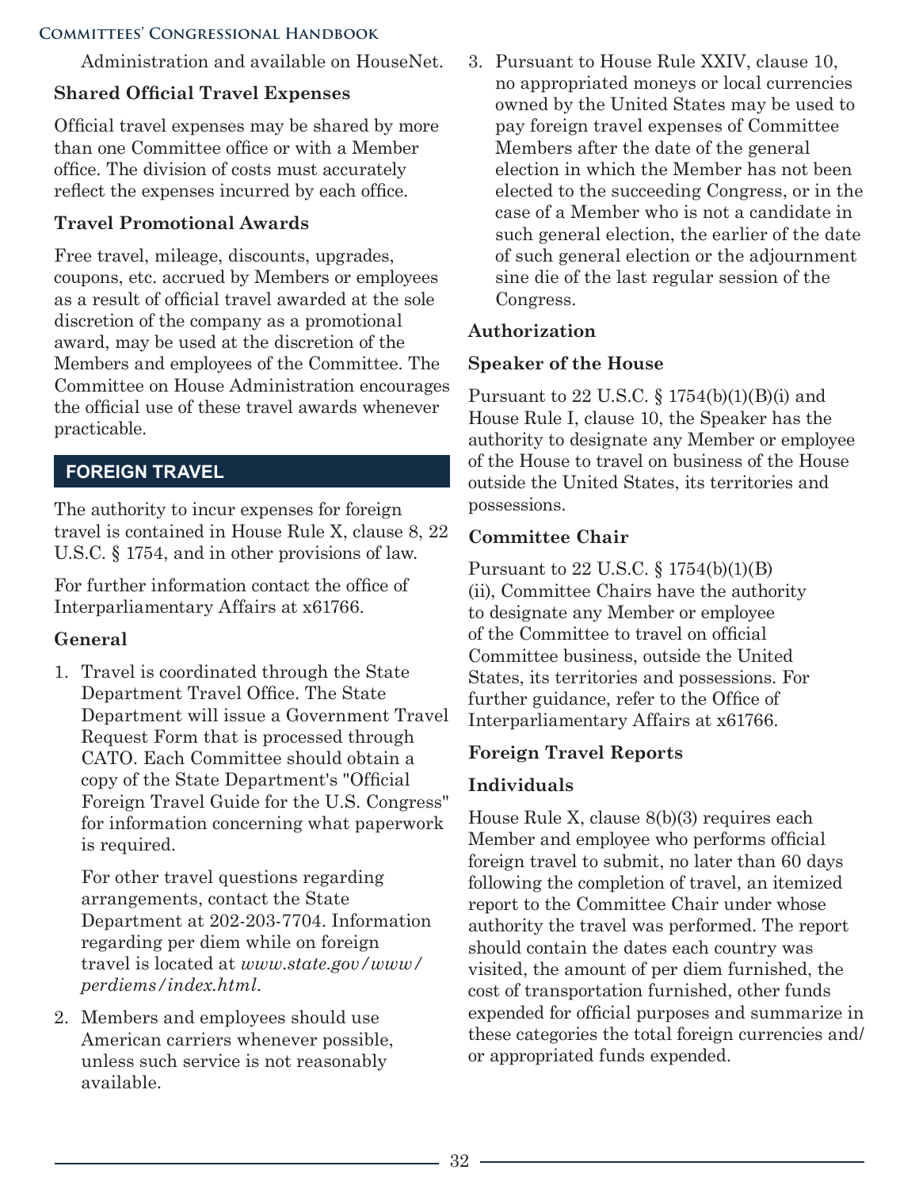Administration and available on HouseNet.

### Shared Official Travel Expenses

Official travel expenses may be shared by more than one Committee office or with a Member office. The division of costs must accurately reflect the expenses incurred by each office.

### Travel Promotional Awards

Free travel, mileage, discounts, upgrades, coupons, etc. accrued by Members or employees as a result of official travel awarded at the sole discretion of the company as a promotional award, may be used at the discretion of the Members and employees of the Committee. The Committee on House Administration encourages the official use of these travel awards whenever practicable.

## FOREIGN TRAVEL

The authority to incur expenses for foreign travel is contained in House Rule X, clause 8, 22 U.S.C. § 1754, and in other provisions of law.

For further information contact the office of Interparliamentary Affairs at x61766.

### General

1. Travel is coordinated through the State Department Travel Office. The State Department will issue a Government Travel Request Form that is processed through CATO. Each Committee should obtain a copy of the State Department's "Official Foreign Travel Guide for the U.S. Congress" for information concerning what paperwork is required.

   For other travel questions regarding arrangements, contact the State Department at 202-203-7704. Information regarding per diem while on foreign travel is located at *www.state.gov/www/perdiems/index.html*.

2. Members and employees should use American carriers whenever possible, unless such service is not reasonably available.

3. Pursuant to House Rule XXIV, clause 10, no appropriated moneys or local currencies owned by the United States may be used to pay foreign travel expenses of Committee Members after the date of the general election in which the Member has not been elected to the succeeding Congress, or in the case of a Member who is not a candidate in such general election, the earlier of the date of such general election or the adjournment sine die of the last regular session of the Congress.

### Authorization

#### Speaker of the House

Pursuant to 22 U.S.C. § 1754(b)(1)(B)(i) and House Rule I, clause 10, the Speaker has the authority to designate any Member or employee of the House to travel on business of the House outside the United States, its territories and possessions.

#### Committee Chair

Pursuant to 22 U.S.C. § 1754(b)(1)(B)(ii), Committee Chairs have the authority to designate any Member or employee of the Committee to travel on official Committee business, outside the United States, its territories and possessions. For further guidance, refer to the Office of Interparliamentary Affairs at x61766.

### Foreign Travel Reports

#### Individuals

House Rule X, clause 8(b)(3) requires each Member and employee who performs official foreign travel to submit, no later than 60 days following the completion of travel, an itemized report to the Committee Chair under whose authority the travel was performed. The report should contain the dates each country was visited, the amount of per diem furnished, the cost of transportation furnished, other funds expended for official purposes and summarize in these categories the total foreign currencies and/or appropriated funds expended.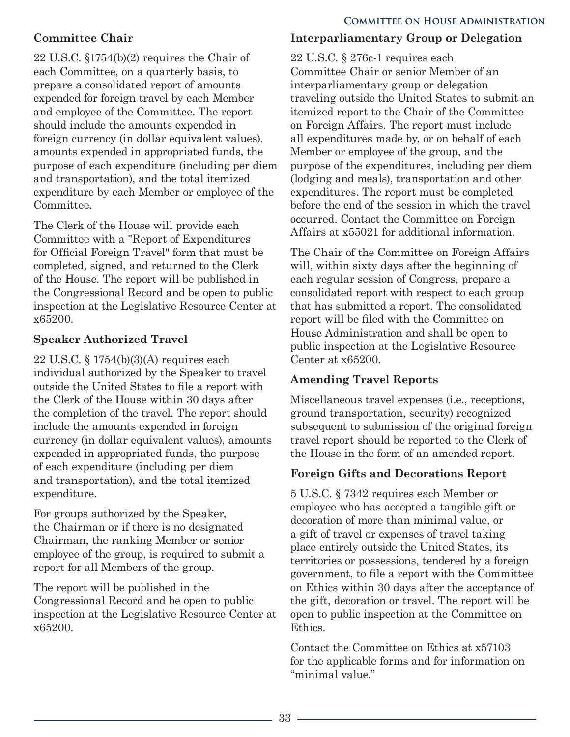### Committee Chair

22 U.S.C. §1754(b)(2) requires the Chair of each Committee, on a quarterly basis, to prepare a consolidated report of amounts expended for foreign travel by each Member and employee of the Committee. The report should include the amounts expended in foreign currency (in dollar equivalent values), amounts expended in appropriated funds, the purpose of each expenditure (including per diem and transportation), and the total itemized expenditure by each Member or employee of the Committee.

The Clerk of the House will provide each Committee with a "Report of Expenditures for Official Foreign Travel" form that must be completed, signed, and returned to the Clerk of the House. The report will be published in the Congressional Record and be open to public inspection at the Legislative Resource Center at x65200.

### Speaker Authorized Travel

22 U.S.C. § 1754(b)(3)(A) requires each individual authorized by the Speaker to travel outside the United States to file a report with the Clerk of the House within 30 days after the completion of the travel. The report should include the amounts expended in foreign currency (in dollar equivalent values), amounts expended in appropriated funds, the purpose of each expenditure (including per diem and transportation), and the total itemized expenditure.

For groups authorized by the Speaker, the Chairman or if there is no designated Chairman, the ranking Member or senior employee of the group, is required to submit a report for all Members of the group.

The report will be published in the Congressional Record and be open to public inspection at the Legislative Resource Center at x65200.

### Interparliamentary Group or Delegation

22 U.S.C. § 276c-1 requires each Committee Chair or senior Member of an interparliamentary group or delegation traveling outside the United States to submit an itemized report to the Chair of the Committee on Foreign Affairs. The report must include all expenditures made by, or on behalf of each Member or employee of the group, and the purpose of the expenditures, including per diem (lodging and meals), transportation and other expenditures. The report must be completed before the end of the session in which the travel occurred. Contact the Committee on Foreign Affairs at x55021 for additional information.

The Chair of the Committee on Foreign Affairs will, within sixty days after the beginning of each regular session of Congress, prepare a consolidated report with respect to each group that has submitted a report. The consolidated report will be filed with the Committee on House Administration and shall be open to public inspection at the Legislative Resource Center at x65200.

### Amending Travel Reports

Miscellaneous travel expenses (i.e., receptions, ground transportation, security) recognized subsequent to submission of the original foreign travel report should be reported to the Clerk of the House in the form of an amended report.

### Foreign Gifts and Decorations Report

5 U.S.C. § 7342 requires each Member or employee who has accepted a tangible gift or decoration of more than minimal value, or a gift of travel or expenses of travel taking place entirely outside the United States, its territories or possessions, tendered by a foreign government, to file a report with the Committee on Ethics within 30 days after the acceptance of the gift, decoration or travel. The report will be open to public inspection at the Committee on Ethics.

Contact the Committee on Ethics at x57103 for the applicable forms and for information on "minimal value."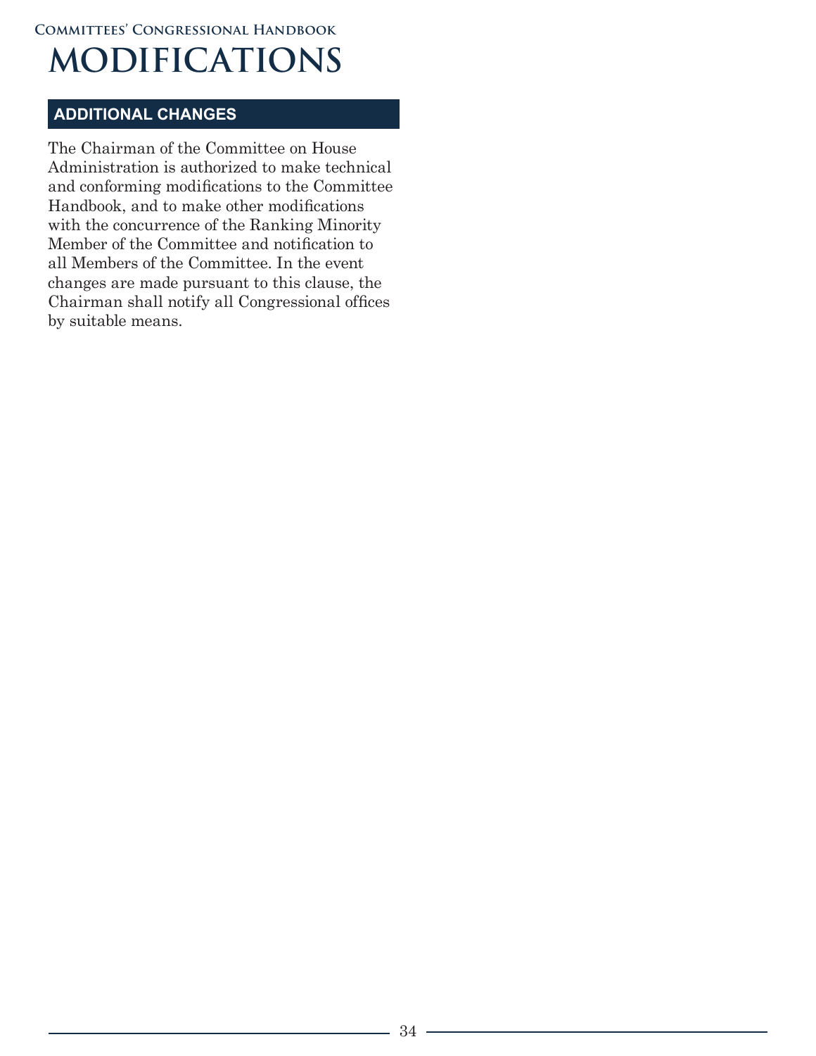# MODIFICATIONS

## ADDITIONAL CHANGES

The Chairman of the Committee on House Administration is authorized to make technical and conforming modifications to the Committee Handbook, and to make other modifications with the concurrence of the Ranking Minority Member of the Committee and notification to all Members of the Committee. In the event changes are made pursuant to this clause, the Chairman shall notify all Congressional offices by suitable means.